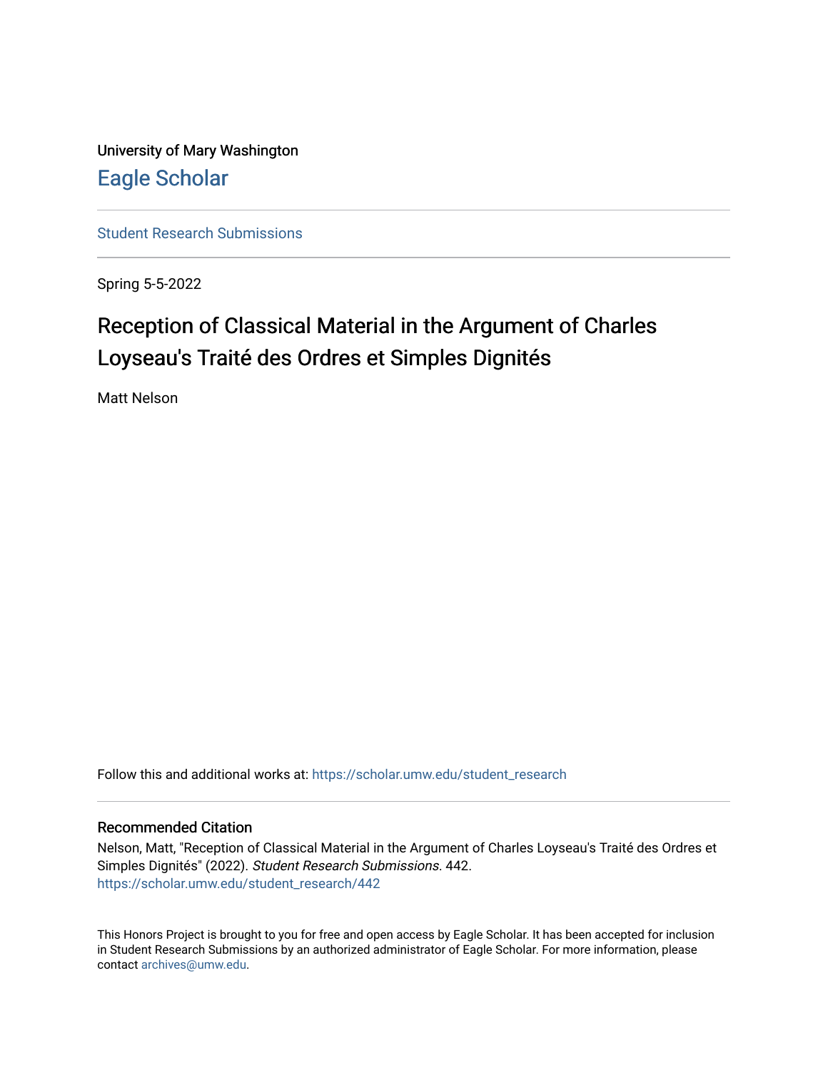University of Mary Washington

# Eagle Scholar

Student Research Submissions

Spring 5-5-2022

## Reception of Classical Material in the Argument of Charles Loyseau's Traité des Ordres et Simples Dignités

Matt Nelson

Follow this and additional works at: https://scholar.umw.edu/student_research

### Recommended Citation

Nelson, Matt, "Reception of Classical Material in the Argument of Charles Loyseau's Traité des Ordres et Simples Dignités" (2022). *Student Research Submissions*. 442.
https://scholar.umw.edu/student_research/442

This Honors Project is brought to you for free and open access by Eagle Scholar. It has been accepted for inclusion in Student Research Submissions by an authorized administrator of Eagle Scholar. For more information, please contact archives@umw.edu.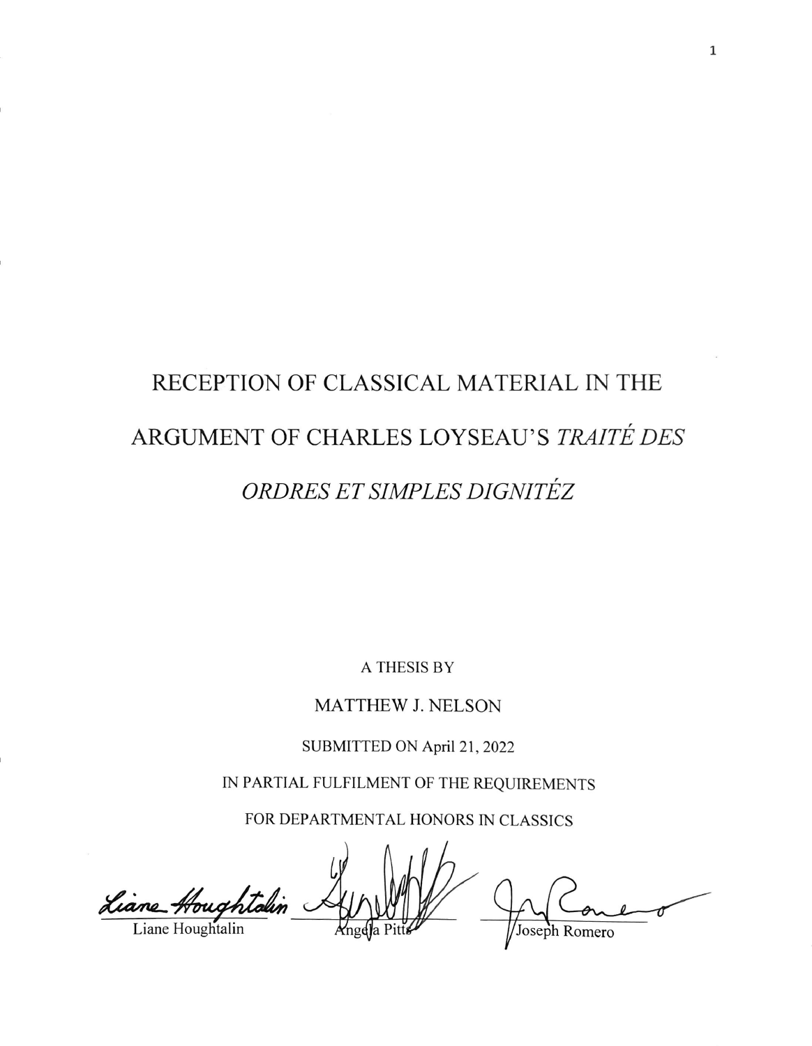# RECEPTION OF CLASSICAL MATERIAL IN THE ARGUMENT OF CHARLES LOYSEAU'S *TRAITÉ DES ORDRES ET SIMPLES DIGNITÉZ*

A THESIS BY

MATTHEW J. NELSON

SUBMITTED ON April 21, 2022

IN PARTIAL FULFILMENT OF THE REQUIREMENTS

FOR DEPARTMENTAL HONORS IN CLASSICS

Liane Houghtalin | Angela Pitts | Joseph Romero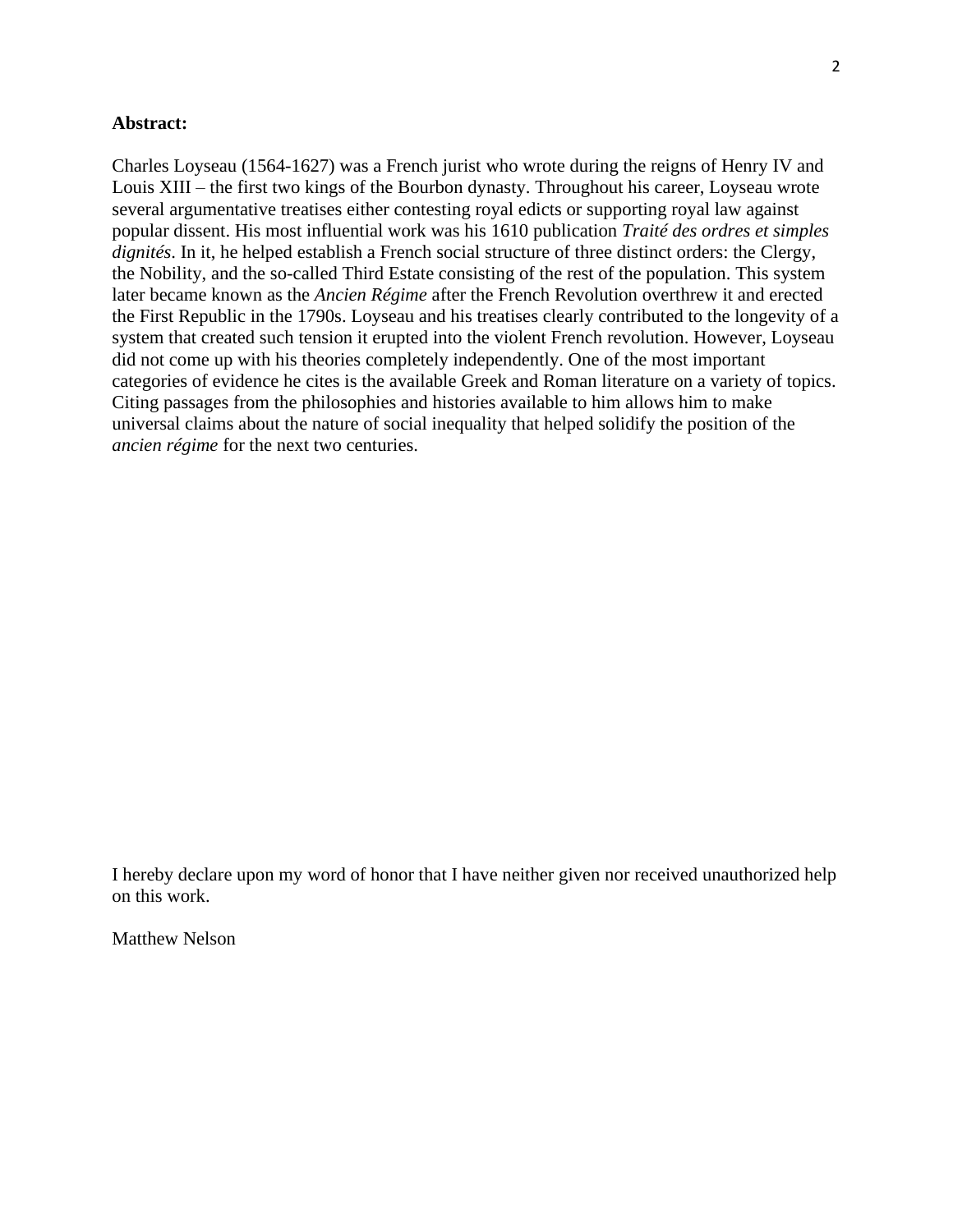**Abstract:**

Charles Loyseau (1564-1627) was a French jurist who wrote during the reigns of Henry IV and Louis XIII – the first two kings of the Bourbon dynasty. Throughout his career, Loyseau wrote several argumentative treatises either contesting royal edicts or supporting royal law against popular dissent. His most influential work was his 1610 publication *Traité des ordres et simples dignités*. In it, he helped establish a French social structure of three distinct orders: the Clergy, the Nobility, and the so-called Third Estate consisting of the rest of the population. This system later became known as the *Ancien Régime* after the French Revolution overthrew it and erected the First Republic in the 1790s. Loyseau and his treatises clearly contributed to the longevity of a system that created such tension it erupted into the violent French revolution. However, Loyseau did not come up with his theories completely independently. One of the most important categories of evidence he cites is the available Greek and Roman literature on a variety of topics. Citing passages from the philosophies and histories available to him allows him to make universal claims about the nature of social inequality that helped solidify the position of the *ancien régime* for the next two centuries.

I hereby declare upon my word of honor that I have neither given nor received unauthorized help on this work.

Matthew Nelson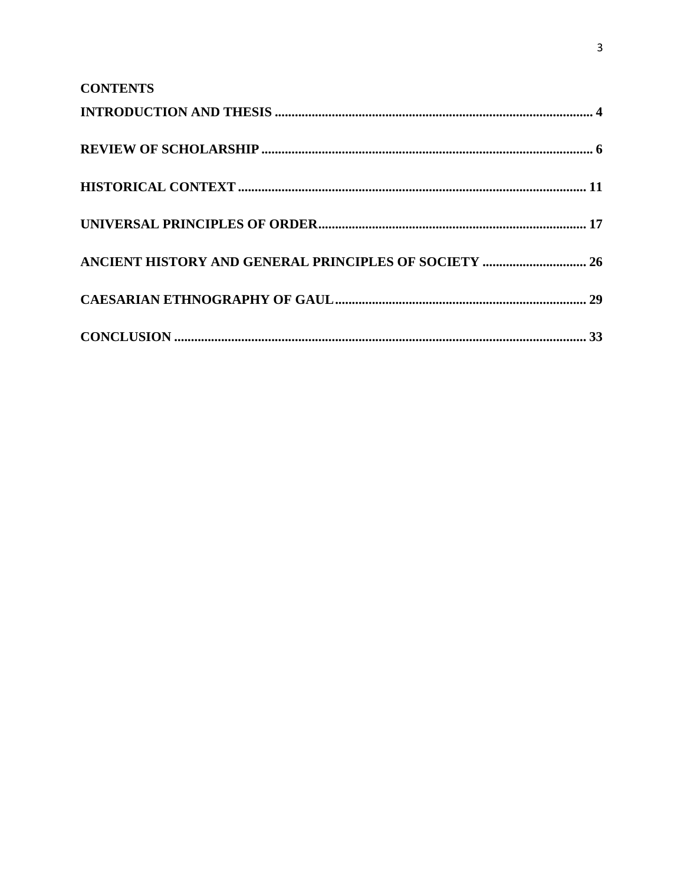# CONTENTS

**INTRODUCTION AND THESIS** .......... 4

**REVIEW OF SCHOLARSHIP** .......... 6

**HISTORICAL CONTEXT** .......... 11

**UNIVERSAL PRINCIPLES OF ORDER** .......... 17

**ANCIENT HISTORY AND GENERAL PRINCIPLES OF SOCIETY** .......... 26

**CAESARIAN ETHNOGRAPHY OF GAUL** .......... 29

**CONCLUSION** .......... 33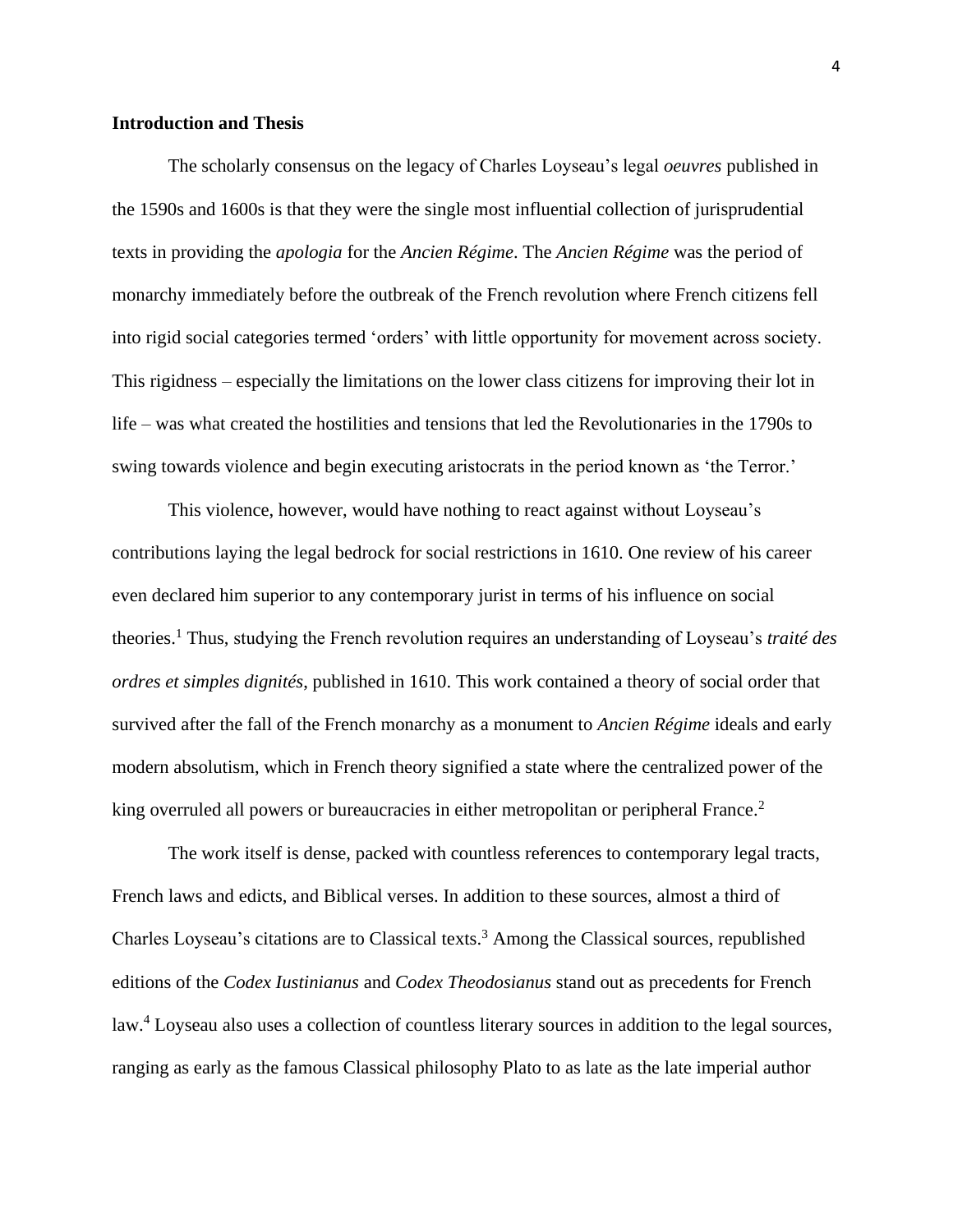**Introduction and Thesis**

The scholarly consensus on the legacy of Charles Loyseau's legal *oeuvres* published in the 1590s and 1600s is that they were the single most influential collection of jurisprudential texts in providing the *apologia* for the *Ancien Régime*. The *Ancien Régime* was the period of monarchy immediately before the outbreak of the French revolution where French citizens fell into rigid social categories termed 'orders' with little opportunity for movement across society. This rigidness – especially the limitations on the lower class citizens for improving their lot in life – was what created the hostilities and tensions that led the Revolutionaries in the 1790s to swing towards violence and begin executing aristocrats in the period known as 'the Terror.'

This violence, however, would have nothing to react against without Loyseau's contributions laying the legal bedrock for social restrictions in 1610. One review of his career even declared him superior to any contemporary jurist in terms of his influence on social theories.[1] Thus, studying the French revolution requires an understanding of Loyseau's *traité des ordres et simples dignités*, published in 1610. This work contained a theory of social order that survived after the fall of the French monarchy as a monument to *Ancien Régime* ideals and early modern absolutism, which in French theory signified a state where the centralized power of the king overruled all powers or bureaucracies in either metropolitan or peripheral France.[2]

The work itself is dense, packed with countless references to contemporary legal tracts, French laws and edicts, and Biblical verses. In addition to these sources, almost a third of Charles Loyseau's citations are to Classical texts.[3] Among the Classical sources, republished editions of the *Codex Iustinianus* and *Codex Theodosianus* stand out as precedents for French law.[4] Loyseau also uses a collection of countless literary sources in addition to the legal sources, ranging as early as the famous Classical philosophy Plato to as late as the late imperial author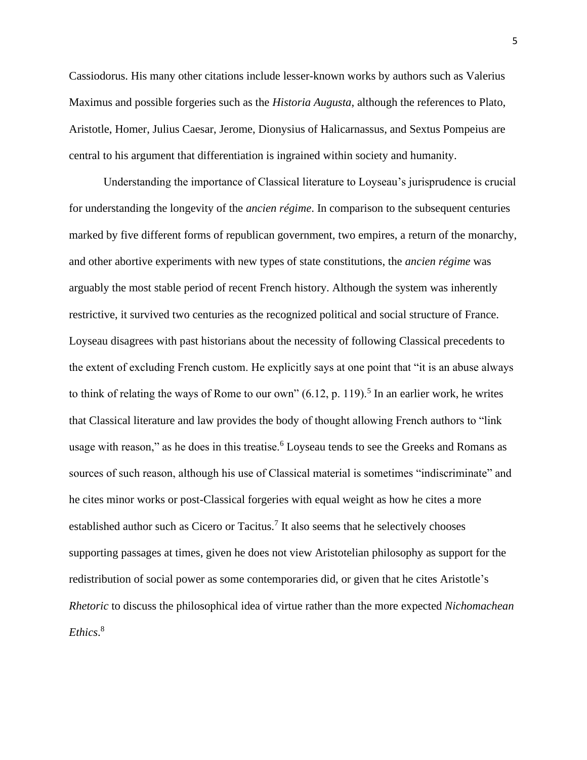Cassiodorus. His many other citations include lesser-known works by authors such as Valerius Maximus and possible forgeries such as the *Historia Augusta*, although the references to Plato, Aristotle, Homer, Julius Caesar, Jerome, Dionysius of Halicarnassus, and Sextus Pompeius are central to his argument that differentiation is ingrained within society and humanity.

Understanding the importance of Classical literature to Loyseau's jurisprudence is crucial for understanding the longevity of the *ancien régime*. In comparison to the subsequent centuries marked by five different forms of republican government, two empires, a return of the monarchy, and other abortive experiments with new types of state constitutions, the *ancien régime* was arguably the most stable period of recent French history. Although the system was inherently restrictive, it survived two centuries as the recognized political and social structure of France. Loyseau disagrees with past historians about the necessity of following Classical precedents to the extent of excluding French custom. He explicitly says at one point that "it is an abuse always to think of relating the ways of Rome to our own" (6.12, p. 119).[5] In an earlier work, he writes that Classical literature and law provides the body of thought allowing French authors to "link usage with reason," as he does in this treatise.[6] Loyseau tends to see the Greeks and Romans as sources of such reason, although his use of Classical material is sometimes "indiscriminate" and he cites minor works or post-Classical forgeries with equal weight as how he cites a more established author such as Cicero or Tacitus.[7] It also seems that he selectively chooses supporting passages at times, given he does not view Aristotelian philosophy as support for the redistribution of social power as some contemporaries did, or given that he cites Aristotle's *Rhetoric* to discuss the philosophical idea of virtue rather than the more expected *Nichomachean Ethics*.[8]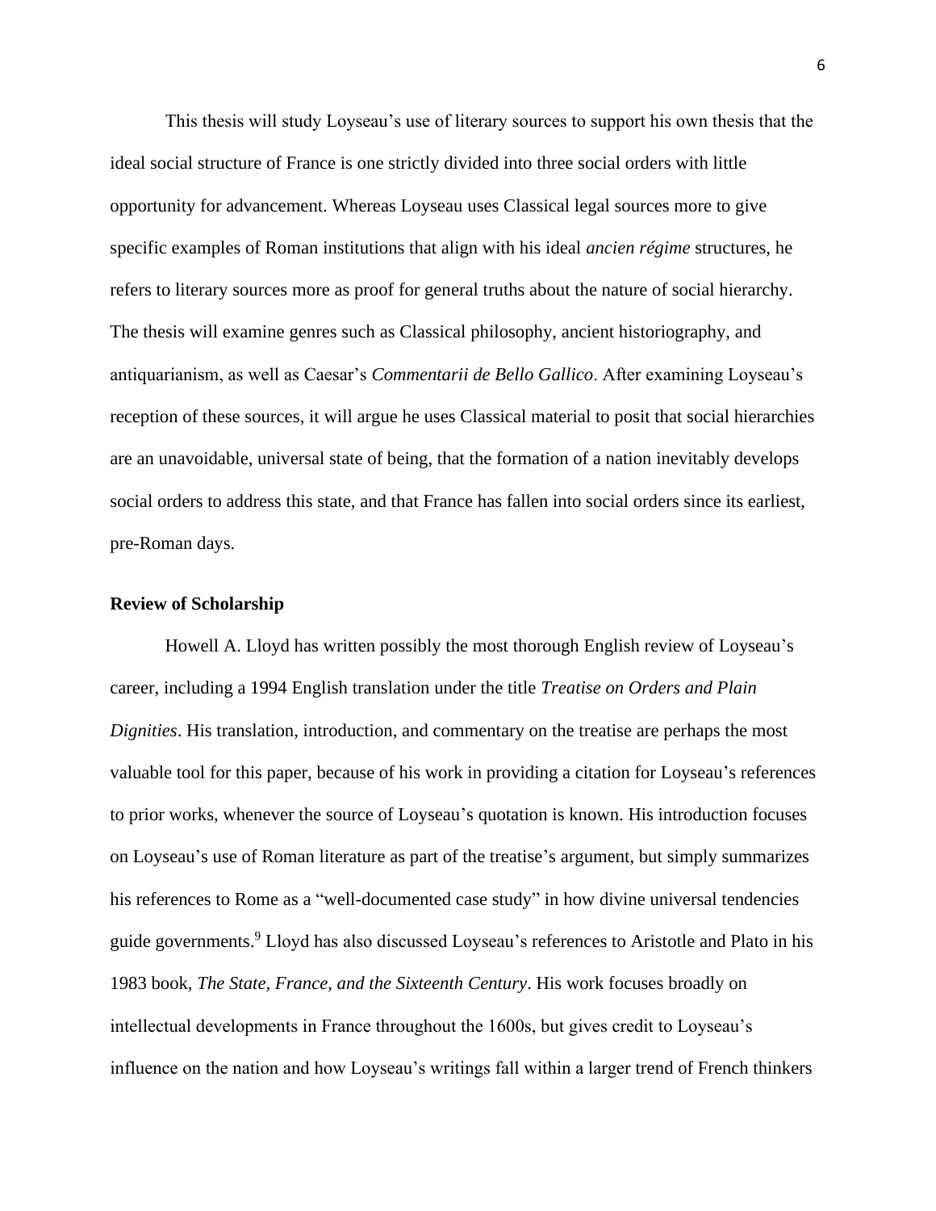This thesis will study Loyseau's use of literary sources to support his own thesis that the ideal social structure of France is one strictly divided into three social orders with little opportunity for advancement. Whereas Loyseau uses Classical legal sources more to give specific examples of Roman institutions that align with his ideal *ancien régime* structures, he refers to literary sources more as proof for general truths about the nature of social hierarchy. The thesis will examine genres such as Classical philosophy, ancient historiography, and antiquarianism, as well as Caesar's *Commentarii de Bello Gallico*. After examining Loyseau's reception of these sources, it will argue he uses Classical material to posit that social hierarchies are an unavoidable, universal state of being, that the formation of a nation inevitably develops social orders to address this state, and that France has fallen into social orders since its earliest, pre-Roman days.

**Review of Scholarship**

Howell A. Lloyd has written possibly the most thorough English review of Loyseau's career, including a 1994 English translation under the title *Treatise on Orders and Plain Dignities*. His translation, introduction, and commentary on the treatise are perhaps the most valuable tool for this paper, because of his work in providing a citation for Loyseau's references to prior works, whenever the source of Loyseau's quotation is known. His introduction focuses on Loyseau's use of Roman literature as part of the treatise's argument, but simply summarizes his references to Rome as a "well-documented case study" in how divine universal tendencies guide governments.[9] Lloyd has also discussed Loyseau's references to Aristotle and Plato in his 1983 book, *The State, France, and the Sixteenth Century*. His work focuses broadly on intellectual developments in France throughout the 1600s, but gives credit to Loyseau's influence on the nation and how Loyseau's writings fall within a larger trend of French thinkers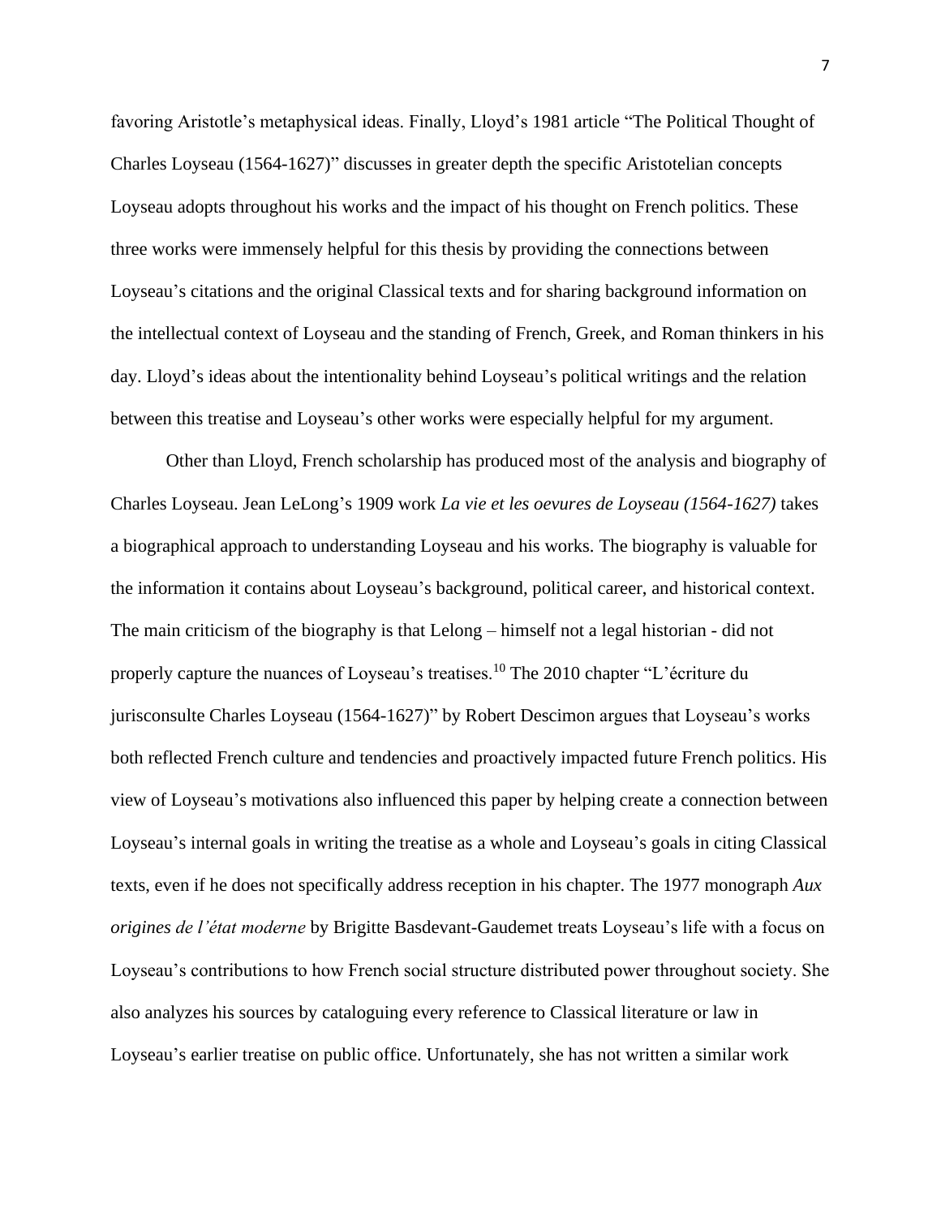favoring Aristotle's metaphysical ideas. Finally, Lloyd's 1981 article "The Political Thought of Charles Loyseau (1564-1627)" discusses in greater depth the specific Aristotelian concepts Loyseau adopts throughout his works and the impact of his thought on French politics. These three works were immensely helpful for this thesis by providing the connections between Loyseau's citations and the original Classical texts and for sharing background information on the intellectual context of Loyseau and the standing of French, Greek, and Roman thinkers in his day. Lloyd's ideas about the intentionality behind Loyseau's political writings and the relation between this treatise and Loyseau's other works were especially helpful for my argument.

Other than Lloyd, French scholarship has produced most of the analysis and biography of Charles Loyseau. Jean LeLong's 1909 work *La vie et les oevures de Loyseau (1564-1627)* takes a biographical approach to understanding Loyseau and his works. The biography is valuable for the information it contains about Loyseau's background, political career, and historical context. The main criticism of the biography is that Lelong – himself not a legal historian - did not properly capture the nuances of Loyseau's treatises.[10] The 2010 chapter "L'écriture du jurisconsulte Charles Loyseau (1564-1627)" by Robert Descimon argues that Loyseau's works both reflected French culture and tendencies and proactively impacted future French politics. His view of Loyseau's motivations also influenced this paper by helping create a connection between Loyseau's internal goals in writing the treatise as a whole and Loyseau's goals in citing Classical texts, even if he does not specifically address reception in his chapter. The 1977 monograph *Aux origines de l'état moderne* by Brigitte Basdevant-Gaudemet treats Loyseau's life with a focus on Loyseau's contributions to how French social structure distributed power throughout society. She also analyzes his sources by cataloguing every reference to Classical literature or law in Loyseau's earlier treatise on public office. Unfortunately, she has not written a similar work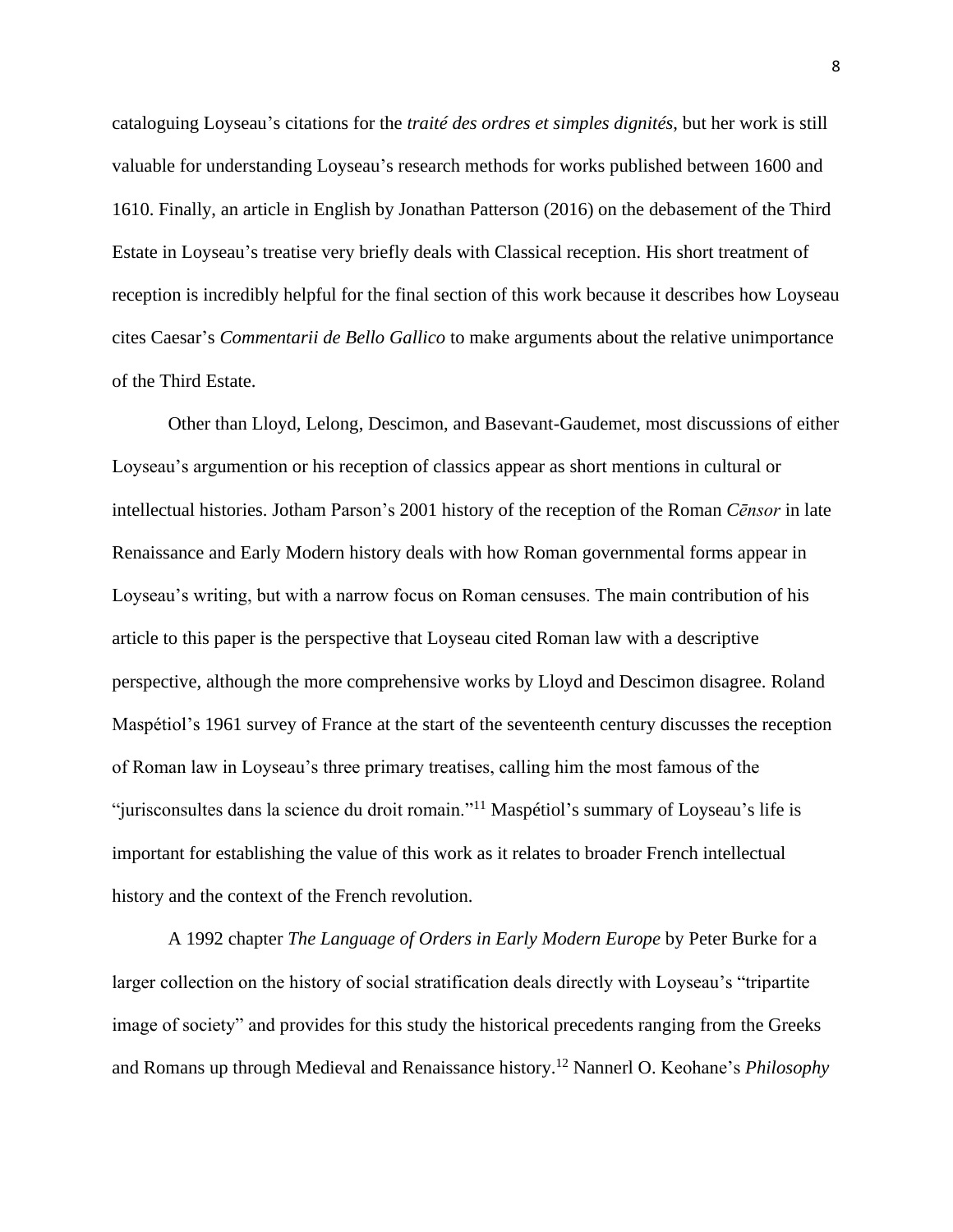cataloguing Loyseau's citations for the *traité des ordres et simples dignités*, but her work is still valuable for understanding Loyseau's research methods for works published between 1600 and 1610. Finally, an article in English by Jonathan Patterson (2016) on the debasement of the Third Estate in Loyseau's treatise very briefly deals with Classical reception. His short treatment of reception is incredibly helpful for the final section of this work because it describes how Loyseau cites Caesar's *Commentarii de Bello Gallico* to make arguments about the relative unimportance of the Third Estate.

Other than Lloyd, Lelong, Descimon, and Basevant-Gaudemet, most discussions of either Loyseau's argumention or his reception of classics appear as short mentions in cultural or intellectual histories. Jotham Parson's 2001 history of the reception of the Roman *Cēnsor* in late Renaissance and Early Modern history deals with how Roman governmental forms appear in Loyseau's writing, but with a narrow focus on Roman censuses. The main contribution of his article to this paper is the perspective that Loyseau cited Roman law with a descriptive perspective, although the more comprehensive works by Lloyd and Descimon disagree. Roland Maspétiol's 1961 survey of France at the start of the seventeenth century discusses the reception of Roman law in Loyseau's three primary treatises, calling him the most famous of the "jurisconsultes dans la science du droit romain."[11] Maspétiol's summary of Loyseau's life is important for establishing the value of this work as it relates to broader French intellectual history and the context of the French revolution.

A 1992 chapter *The Language of Orders in Early Modern Europe* by Peter Burke for a larger collection on the history of social stratification deals directly with Loyseau's "tripartite image of society" and provides for this study the historical precedents ranging from the Greeks and Romans up through Medieval and Renaissance history.[12] Nannerl O. Keohane's *Philosophy*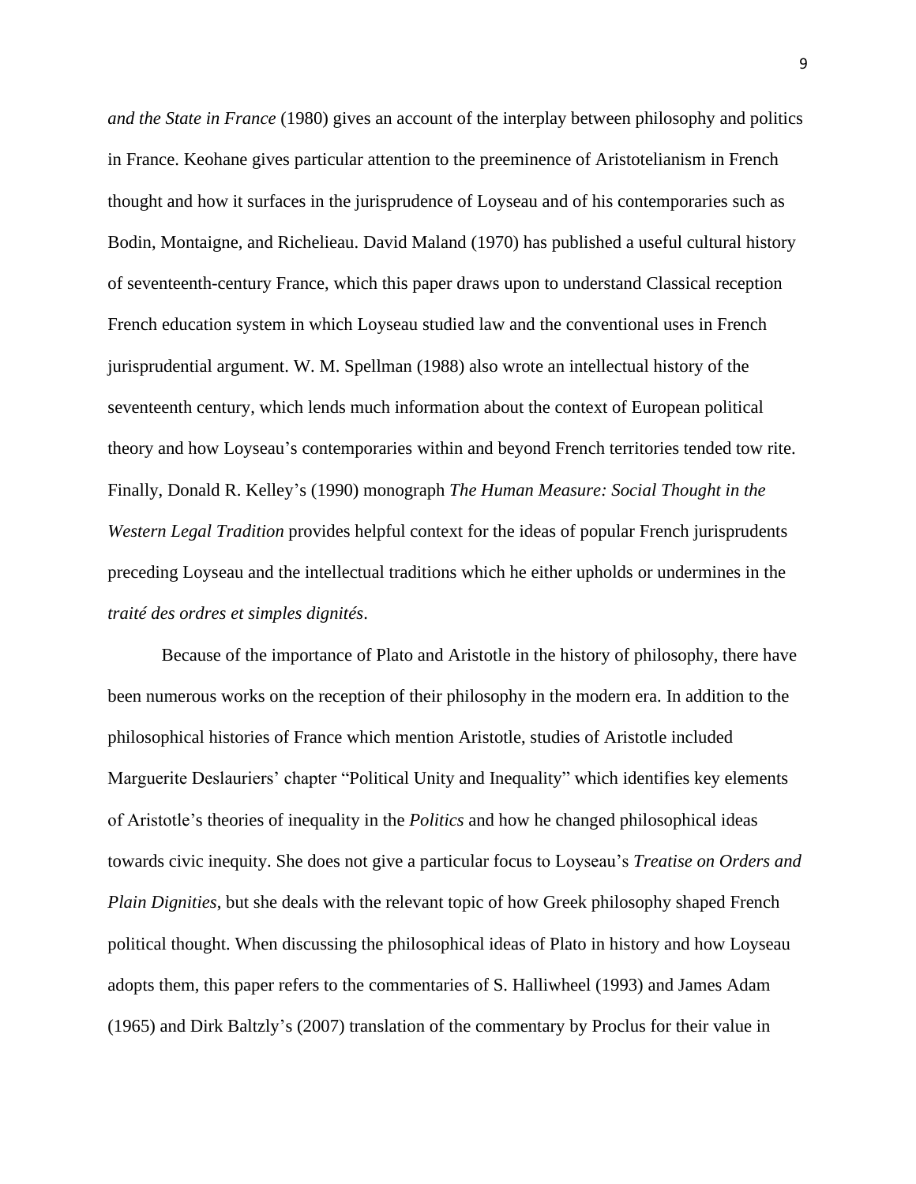*and the State in France* (1980) gives an account of the interplay between philosophy and politics in France. Keohane gives particular attention to the preeminence of Aristotelianism in French thought and how it surfaces in the jurisprudence of Loyseau and of his contemporaries such as Bodin, Montaigne, and Richelieau. David Maland (1970) has published a useful cultural history of seventeenth-century France, which this paper draws upon to understand Classical reception French education system in which Loyseau studied law and the conventional uses in French jurisprudential argument. W. M. Spellman (1988) also wrote an intellectual history of the seventeenth century, which lends much information about the context of European political theory and how Loyseau's contemporaries within and beyond French territories tended tow rite. Finally, Donald R. Kelley's (1990) monograph *The Human Measure: Social Thought in the Western Legal Tradition* provides helpful context for the ideas of popular French jurisprudents preceding Loyseau and the intellectual traditions which he either upholds or undermines in the *traité des ordres et simples dignités*.

Because of the importance of Plato and Aristotle in the history of philosophy, there have been numerous works on the reception of their philosophy in the modern era. In addition to the philosophical histories of France which mention Aristotle, studies of Aristotle included Marguerite Deslauriers' chapter "Political Unity and Inequality" which identifies key elements of Aristotle's theories of inequality in the *Politics* and how he changed philosophical ideas towards civic inequity. She does not give a particular focus to Loyseau's *Treatise on Orders and Plain Dignities*, but she deals with the relevant topic of how Greek philosophy shaped French political thought. When discussing the philosophical ideas of Plato in history and how Loyseau adopts them, this paper refers to the commentaries of S. Halliwheel (1993) and James Adam (1965) and Dirk Baltzly's (2007) translation of the commentary by Proclus for their value in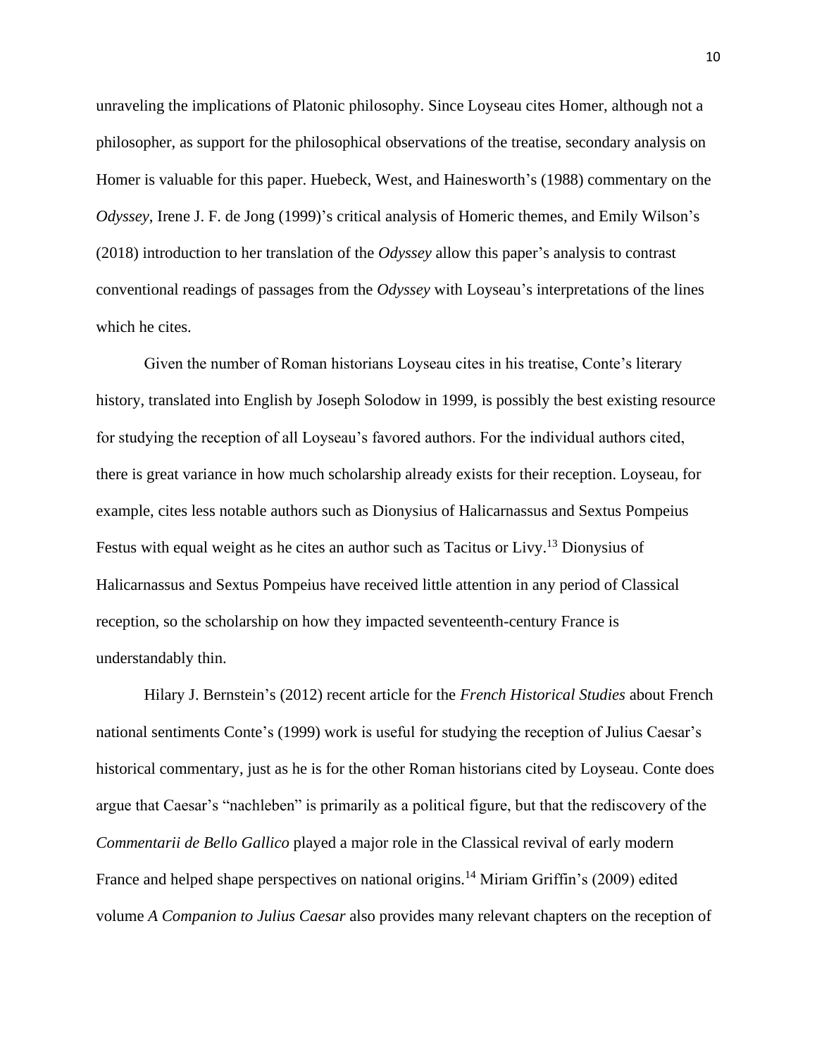unraveling the implications of Platonic philosophy. Since Loyseau cites Homer, although not a philosopher, as support for the philosophical observations of the treatise, secondary analysis on Homer is valuable for this paper. Huebeck, West, and Hainesworth's (1988) commentary on the *Odyssey*, Irene J. F. de Jong (1999)'s critical analysis of Homeric themes, and Emily Wilson's (2018) introduction to her translation of the *Odyssey* allow this paper's analysis to contrast conventional readings of passages from the *Odyssey* with Loyseau's interpretations of the lines which he cites.

Given the number of Roman historians Loyseau cites in his treatise, Conte's literary history, translated into English by Joseph Solodow in 1999, is possibly the best existing resource for studying the reception of all Loyseau's favored authors. For the individual authors cited, there is great variance in how much scholarship already exists for their reception. Loyseau, for example, cites less notable authors such as Dionysius of Halicarnassus and Sextus Pompeius Festus with equal weight as he cites an author such as Tacitus or Livy.[13] Dionysius of Halicarnassus and Sextus Pompeius have received little attention in any period of Classical reception, so the scholarship on how they impacted seventeenth-century France is understandably thin.

Hilary J. Bernstein's (2012) recent article for the *French Historical Studies* about French national sentiments Conte's (1999) work is useful for studying the reception of Julius Caesar's historical commentary, just as he is for the other Roman historians cited by Loyseau. Conte does argue that Caesar's "nachleben" is primarily as a political figure, but that the rediscovery of the *Commentarii de Bello Gallico* played a major role in the Classical revival of early modern France and helped shape perspectives on national origins.[14] Miriam Griffin's (2009) edited volume *A Companion to Julius Caesar* also provides many relevant chapters on the reception of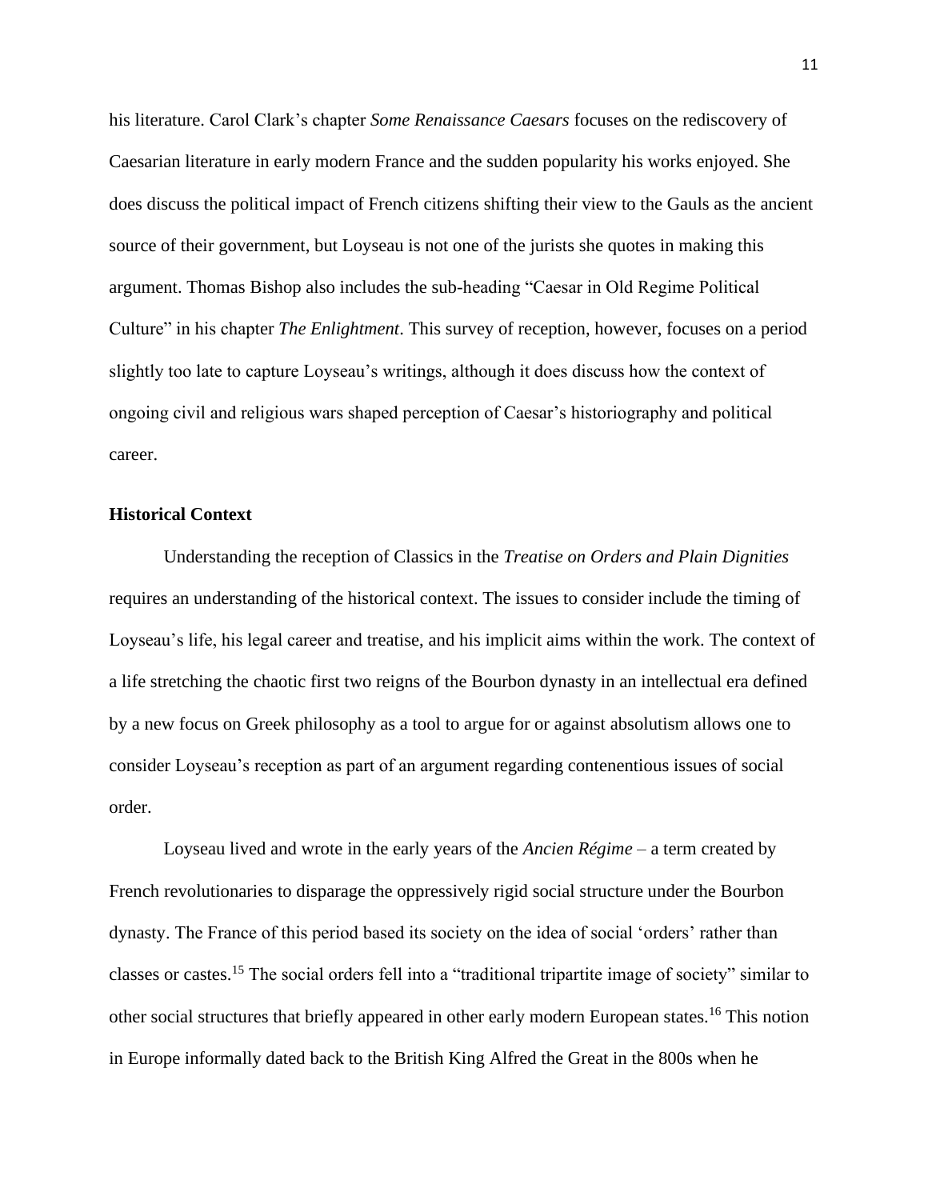his literature. Carol Clark's chapter *Some Renaissance Caesars* focuses on the rediscovery of Caesarian literature in early modern France and the sudden popularity his works enjoyed. She does discuss the political impact of French citizens shifting their view to the Gauls as the ancient source of their government, but Loyseau is not one of the jurists she quotes in making this argument. Thomas Bishop also includes the sub-heading "Caesar in Old Regime Political Culture" in his chapter *The Enlightment*. This survey of reception, however, focuses on a period slightly too late to capture Loyseau's writings, although it does discuss how the context of ongoing civil and religious wars shaped perception of Caesar's historiography and political career.

## Historical Context

Understanding the reception of Classics in the *Treatise on Orders and Plain Dignities* requires an understanding of the historical context. The issues to consider include the timing of Loyseau's life, his legal career and treatise, and his implicit aims within the work. The context of a life stretching the chaotic first two reigns of the Bourbon dynasty in an intellectual era defined by a new focus on Greek philosophy as a tool to argue for or against absolutism allows one to consider Loyseau's reception as part of an argument regarding contenentious issues of social order.

Loyseau lived and wrote in the early years of the *Ancien Régime* – a term created by French revolutionaries to disparage the oppressively rigid social structure under the Bourbon dynasty. The France of this period based its society on the idea of social 'orders' rather than classes or castes.[15] The social orders fell into a "traditional tripartite image of society" similar to other social structures that briefly appeared in other early modern European states.[16] This notion in Europe informally dated back to the British King Alfred the Great in the 800s when he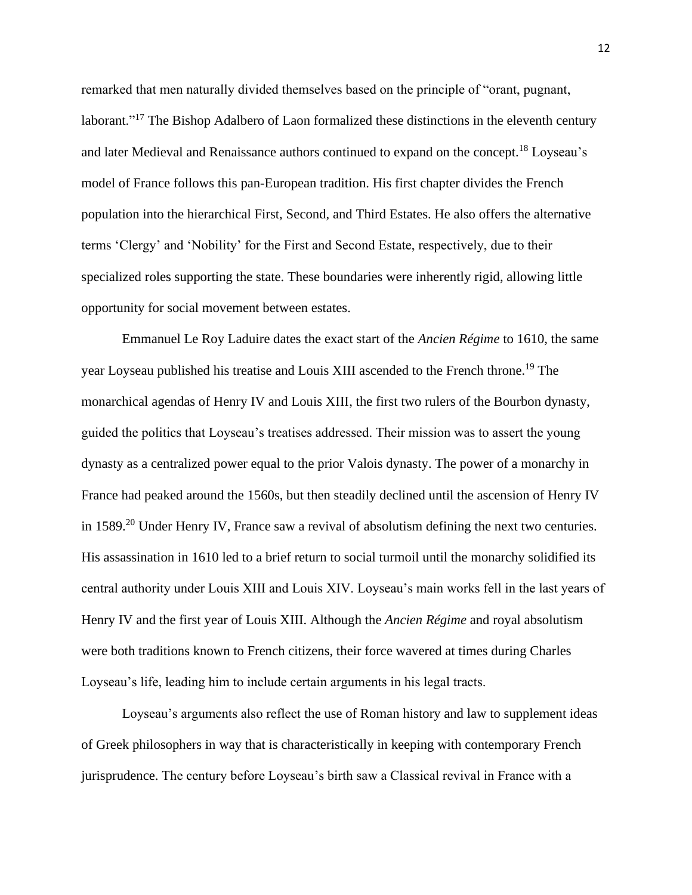remarked that men naturally divided themselves based on the principle of "orant, pugnant, laborant."[17] The Bishop Adalbero of Laon formalized these distinctions in the eleventh century and later Medieval and Renaissance authors continued to expand on the concept.[18] Loyseau's model of France follows this pan-European tradition. His first chapter divides the French population into the hierarchical First, Second, and Third Estates. He also offers the alternative terms 'Clergy' and 'Nobility' for the First and Second Estate, respectively, due to their specialized roles supporting the state. These boundaries were inherently rigid, allowing little opportunity for social movement between estates.

Emmanuel Le Roy Laduire dates the exact start of the *Ancien Régime* to 1610, the same year Loyseau published his treatise and Louis XIII ascended to the French throne.[19] The monarchical agendas of Henry IV and Louis XIII, the first two rulers of the Bourbon dynasty, guided the politics that Loyseau's treatises addressed. Their mission was to assert the young dynasty as a centralized power equal to the prior Valois dynasty. The power of a monarchy in France had peaked around the 1560s, but then steadily declined until the ascension of Henry IV in 1589.[20] Under Henry IV, France saw a revival of absolutism defining the next two centuries. His assassination in 1610 led to a brief return to social turmoil until the monarchy solidified its central authority under Louis XIII and Louis XIV. Loyseau's main works fell in the last years of Henry IV and the first year of Louis XIII. Although the *Ancien Régime* and royal absolutism were both traditions known to French citizens, their force wavered at times during Charles Loyseau's life, leading him to include certain arguments in his legal tracts.

Loyseau's arguments also reflect the use of Roman history and law to supplement ideas of Greek philosophers in way that is characteristically in keeping with contemporary French jurisprudence. The century before Loyseau's birth saw a Classical revival in France with a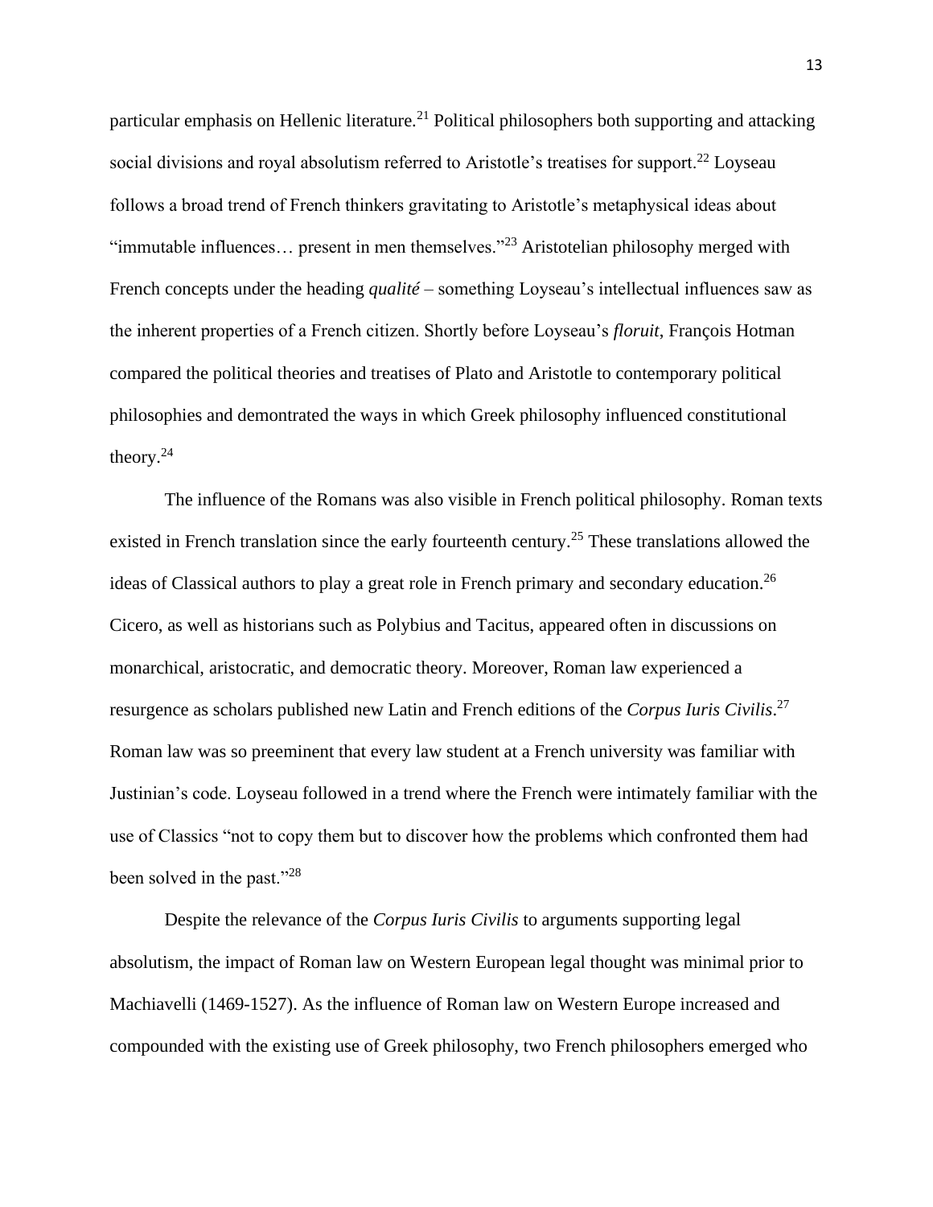particular emphasis on Hellenic literature.[21] Political philosophers both supporting and attacking social divisions and royal absolutism referred to Aristotle's treatises for support.[22] Loyseau follows a broad trend of French thinkers gravitating to Aristotle's metaphysical ideas about "immutable influences… present in men themselves."[23] Aristotelian philosophy merged with French concepts under the heading *qualité* – something Loyseau's intellectual influences saw as the inherent properties of a French citizen. Shortly before Loyseau's *floruit*, François Hotman compared the political theories and treatises of Plato and Aristotle to contemporary political philosophies and demontrated the ways in which Greek philosophy influenced constitutional theory.[24]

The influence of the Romans was also visible in French political philosophy. Roman texts existed in French translation since the early fourteenth century.[25] These translations allowed the ideas of Classical authors to play a great role in French primary and secondary education.[26] Cicero, as well as historians such as Polybius and Tacitus, appeared often in discussions on monarchical, aristocratic, and democratic theory. Moreover, Roman law experienced a resurgence as scholars published new Latin and French editions of the *Corpus Iuris Civilis*.[27] Roman law was so preeminent that every law student at a French university was familiar with Justinian's code. Loyseau followed in a trend where the French were intimately familiar with the use of Classics "not to copy them but to discover how the problems which confronted them had been solved in the past."[28]

Despite the relevance of the *Corpus Iuris Civilis* to arguments supporting legal absolutism, the impact of Roman law on Western European legal thought was minimal prior to Machiavelli (1469-1527). As the influence of Roman law on Western Europe increased and compounded with the existing use of Greek philosophy, two French philosophers emerged who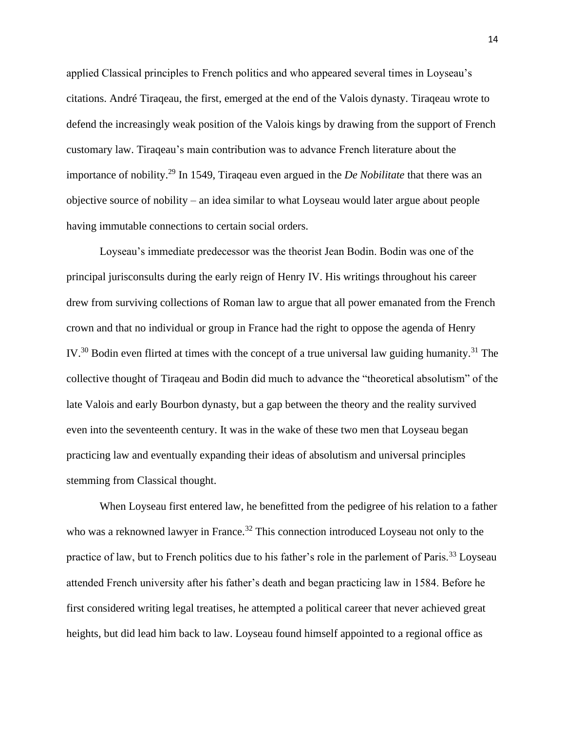applied Classical principles to French politics and who appeared several times in Loyseau's citations. André Tiraqeau, the first, emerged at the end of the Valois dynasty. Tiraqeau wrote to defend the increasingly weak position of the Valois kings by drawing from the support of French customary law. Tiraqeau's main contribution was to advance French literature about the importance of nobility.[29] In 1549, Tiraqeau even argued in the *De Nobilitate* that there was an objective source of nobility – an idea similar to what Loyseau would later argue about people having immutable connections to certain social orders.

Loyseau's immediate predecessor was the theorist Jean Bodin. Bodin was one of the principal jurisconsults during the early reign of Henry IV. His writings throughout his career drew from surviving collections of Roman law to argue that all power emanated from the French crown and that no individual or group in France had the right to oppose the agenda of Henry IV.[30] Bodin even flirted at times with the concept of a true universal law guiding humanity.[31] The collective thought of Tiraqeau and Bodin did much to advance the "theoretical absolutism" of the late Valois and early Bourbon dynasty, but a gap between the theory and the reality survived even into the seventeenth century. It was in the wake of these two men that Loyseau began practicing law and eventually expanding their ideas of absolutism and universal principles stemming from Classical thought.

When Loyseau first entered law, he benefitted from the pedigree of his relation to a father who was a reknowned lawyer in France.[32] This connection introduced Loyseau not only to the practice of law, but to French politics due to his father's role in the parlement of Paris.[33] Loyseau attended French university after his father's death and began practicing law in 1584. Before he first considered writing legal treatises, he attempted a political career that never achieved great heights, but did lead him back to law. Loyseau found himself appointed to a regional office as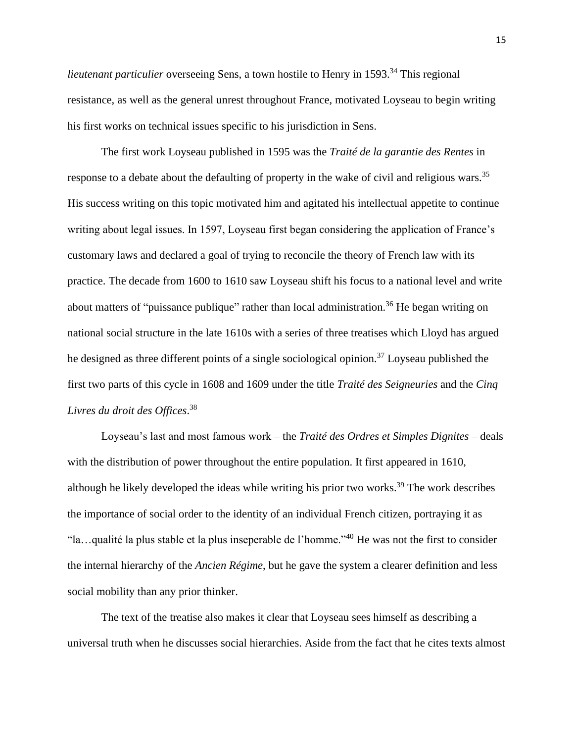*lieutenant particulier* overseeing Sens, a town hostile to Henry in 1593.[34] This regional resistance, as well as the general unrest throughout France, motivated Loyseau to begin writing his first works on technical issues specific to his jurisdiction in Sens.

The first work Loyseau published in 1595 was the *Traité de la garantie des Rentes* in response to a debate about the defaulting of property in the wake of civil and religious wars.[35] His success writing on this topic motivated him and agitated his intellectual appetite to continue writing about legal issues. In 1597, Loyseau first began considering the application of France's customary laws and declared a goal of trying to reconcile the theory of French law with its practice. The decade from 1600 to 1610 saw Loyseau shift his focus to a national level and write about matters of "puissance publique" rather than local administration.[36] He began writing on national social structure in the late 1610s with a series of three treatises which Lloyd has argued he designed as three different points of a single sociological opinion.[37] Loyseau published the first two parts of this cycle in 1608 and 1609 under the title *Traité des Seigneuries* and the *Cinq Livres du droit des Offices*.[38]

Loyseau's last and most famous work – the *Traité des Ordres et Simples Dignites* – deals with the distribution of power throughout the entire population. It first appeared in 1610, although he likely developed the ideas while writing his prior two works.[39] The work describes the importance of social order to the identity of an individual French citizen, portraying it as "la…qualité la plus stable et la plus inseperable de l'homme."[40] He was not the first to consider the internal hierarchy of the *Ancien Régime*, but he gave the system a clearer definition and less social mobility than any prior thinker.

The text of the treatise also makes it clear that Loyseau sees himself as describing a universal truth when he discusses social hierarchies. Aside from the fact that he cites texts almost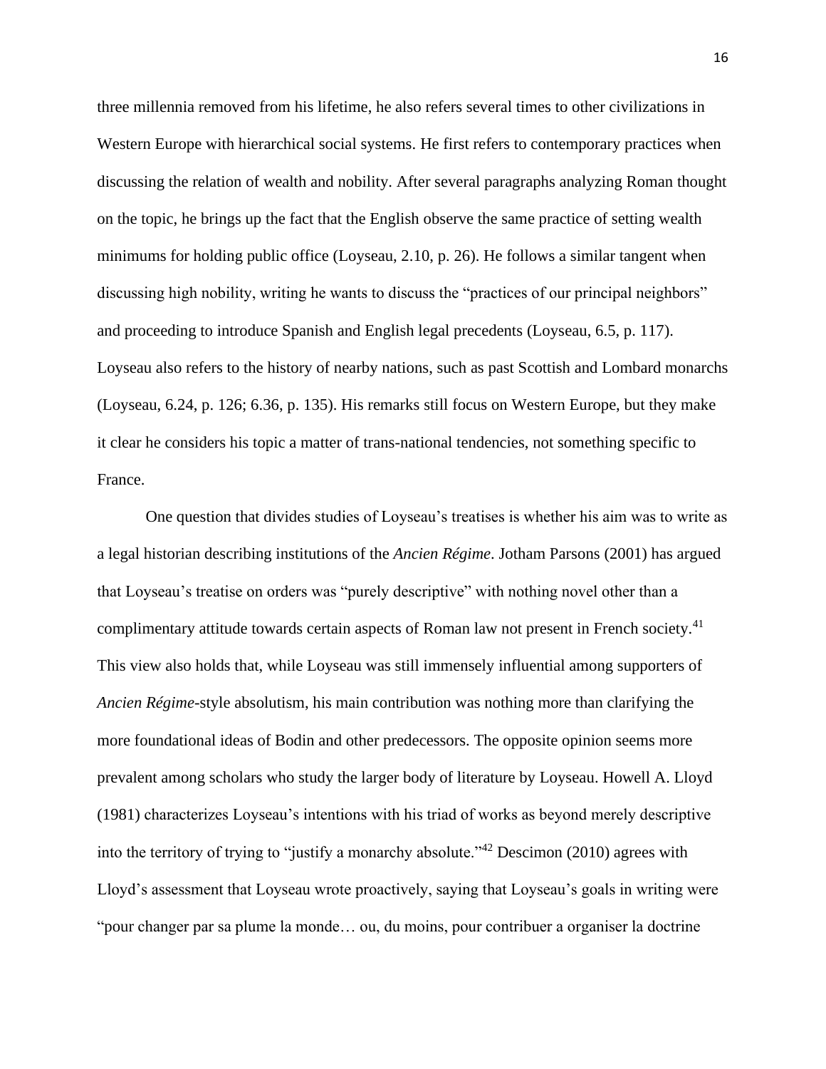three millennia removed from his lifetime, he also refers several times to other civilizations in Western Europe with hierarchical social systems. He first refers to contemporary practices when discussing the relation of wealth and nobility. After several paragraphs analyzing Roman thought on the topic, he brings up the fact that the English observe the same practice of setting wealth minimums for holding public office (Loyseau, 2.10, p. 26). He follows a similar tangent when discussing high nobility, writing he wants to discuss the "practices of our principal neighbors" and proceeding to introduce Spanish and English legal precedents (Loyseau, 6.5, p. 117). Loyseau also refers to the history of nearby nations, such as past Scottish and Lombard monarchs (Loyseau, 6.24, p. 126; 6.36, p. 135). His remarks still focus on Western Europe, but they make it clear he considers his topic a matter of trans-national tendencies, not something specific to France.

One question that divides studies of Loyseau's treatises is whether his aim was to write as a legal historian describing institutions of the *Ancien Régime*. Jotham Parsons (2001) has argued that Loyseau's treatise on orders was "purely descriptive" with nothing novel other than a complimentary attitude towards certain aspects of Roman law not present in French society.[41] This view also holds that, while Loyseau was still immensely influential among supporters of *Ancien Régime*-style absolutism, his main contribution was nothing more than clarifying the more foundational ideas of Bodin and other predecessors. The opposite opinion seems more prevalent among scholars who study the larger body of literature by Loyseau. Howell A. Lloyd (1981) characterizes Loyseau's intentions with his triad of works as beyond merely descriptive into the territory of trying to "justify a monarchy absolute."[42] Descimon (2010) agrees with Lloyd's assessment that Loyseau wrote proactively, saying that Loyseau's goals in writing were "pour changer par sa plume la monde… ou, du moins, pour contribuer a organiser la doctrine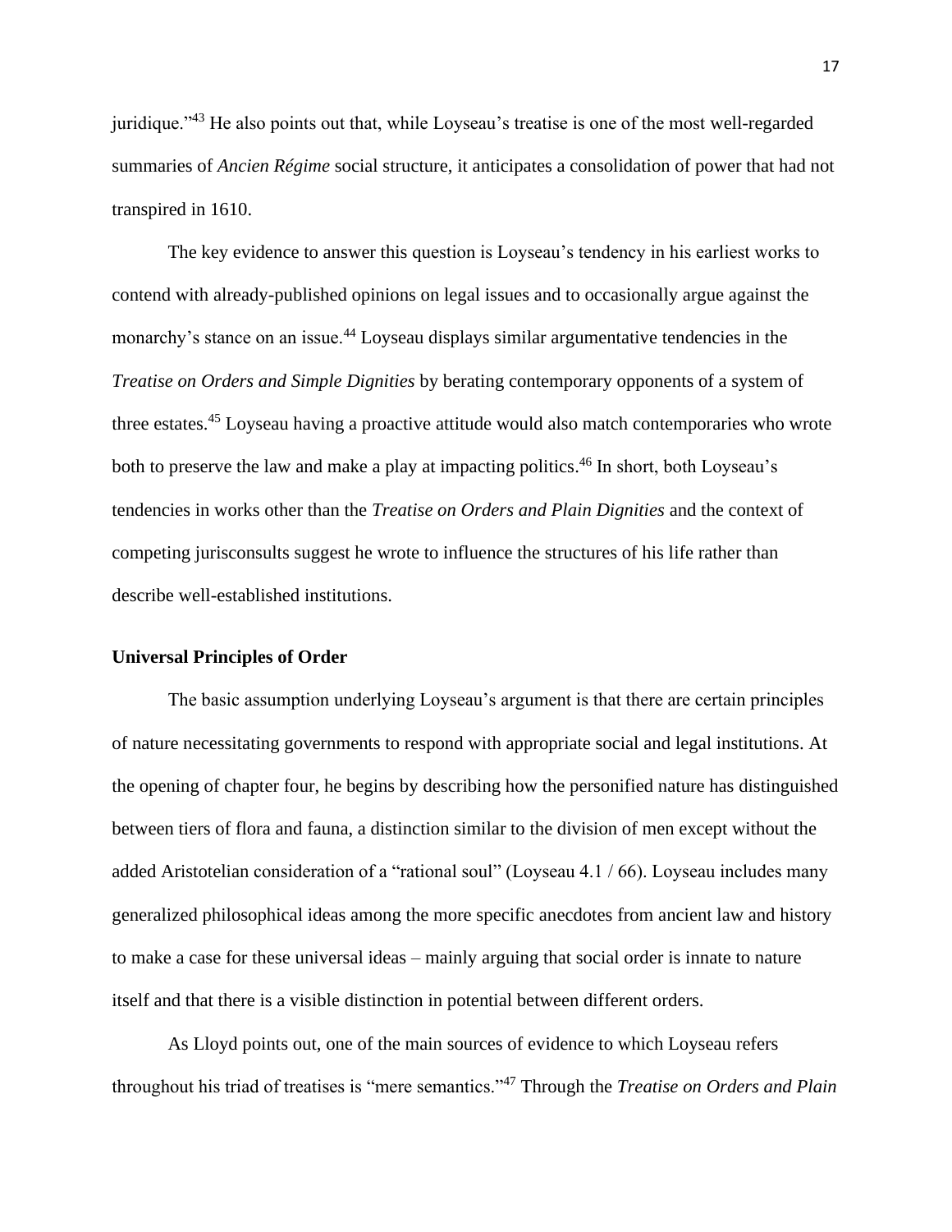juridique."[43] He also points out that, while Loyseau's treatise is one of the most well-regarded summaries of *Ancien Régime* social structure, it anticipates a consolidation of power that had not transpired in 1610.

The key evidence to answer this question is Loyseau's tendency in his earliest works to contend with already-published opinions on legal issues and to occasionally argue against the monarchy's stance on an issue.[44] Loyseau displays similar argumentative tendencies in the *Treatise on Orders and Simple Dignities* by berating contemporary opponents of a system of three estates.[45] Loyseau having a proactive attitude would also match contemporaries who wrote both to preserve the law and make a play at impacting politics.[46] In short, both Loyseau's tendencies in works other than the *Treatise on Orders and Plain Dignities* and the context of competing jurisconsults suggest he wrote to influence the structures of his life rather than describe well-established institutions.

**Universal Principles of Order**

The basic assumption underlying Loyseau's argument is that there are certain principles of nature necessitating governments to respond with appropriate social and legal institutions. At the opening of chapter four, he begins by describing how the personified nature has distinguished between tiers of flora and fauna, a distinction similar to the division of men except without the added Aristotelian consideration of a "rational soul" (Loyseau 4.1 / 66). Loyseau includes many generalized philosophical ideas among the more specific anecdotes from ancient law and history to make a case for these universal ideas – mainly arguing that social order is innate to nature itself and that there is a visible distinction in potential between different orders.

As Lloyd points out, one of the main sources of evidence to which Loyseau refers throughout his triad of treatises is "mere semantics."[47] Through the *Treatise on Orders and Plain*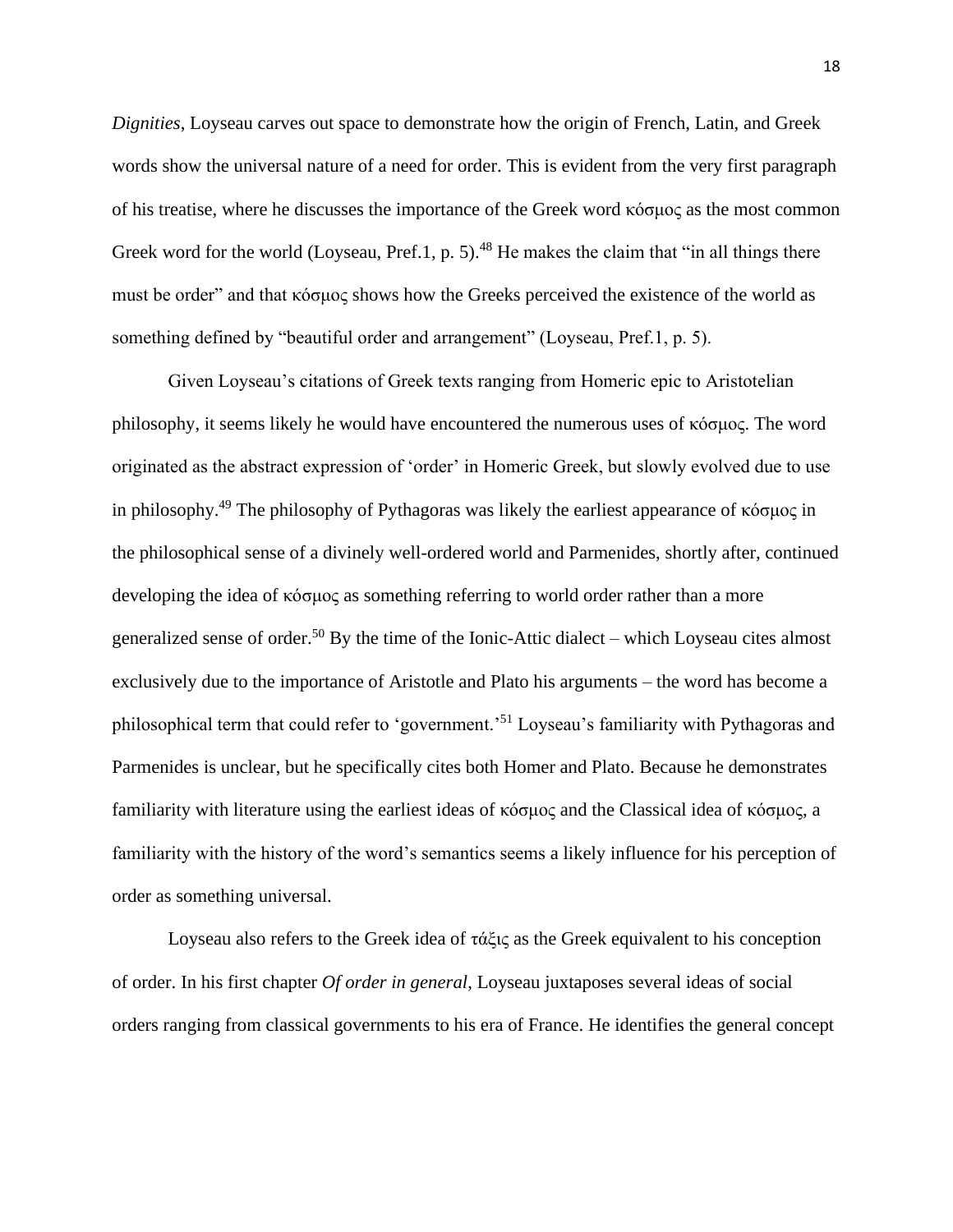*Dignities*, Loyseau carves out space to demonstrate how the origin of French, Latin, and Greek words show the universal nature of a need for order. This is evident from the very first paragraph of his treatise, where he discusses the importance of the Greek word κόσμος as the most common Greek word for the world (Loyseau, Pref.1, p. 5).[48] He makes the claim that "in all things there must be order" and that κόσμος shows how the Greeks perceived the existence of the world as something defined by "beautiful order and arrangement" (Loyseau, Pref.1, p. 5).

Given Loyseau's citations of Greek texts ranging from Homeric epic to Aristotelian philosophy, it seems likely he would have encountered the numerous uses of κόσμος. The word originated as the abstract expression of 'order' in Homeric Greek, but slowly evolved due to use in philosophy.[49] The philosophy of Pythagoras was likely the earliest appearance of κόσμος in the philosophical sense of a divinely well-ordered world and Parmenides, shortly after, continued developing the idea of κόσμος as something referring to world order rather than a more generalized sense of order.[50] By the time of the Ionic-Attic dialect – which Loyseau cites almost exclusively due to the importance of Aristotle and Plato his arguments – the word has become a philosophical term that could refer to 'government.'[51] Loyseau's familiarity with Pythagoras and Parmenides is unclear, but he specifically cites both Homer and Plato. Because he demonstrates familiarity with literature using the earliest ideas of κόσμος and the Classical idea of κόσμος, a familiarity with the history of the word's semantics seems a likely influence for his perception of order as something universal.

Loyseau also refers to the Greek idea of τάξις as the Greek equivalent to his conception of order. In his first chapter *Of order in general*, Loyseau juxtaposes several ideas of social orders ranging from classical governments to his era of France. He identifies the general concept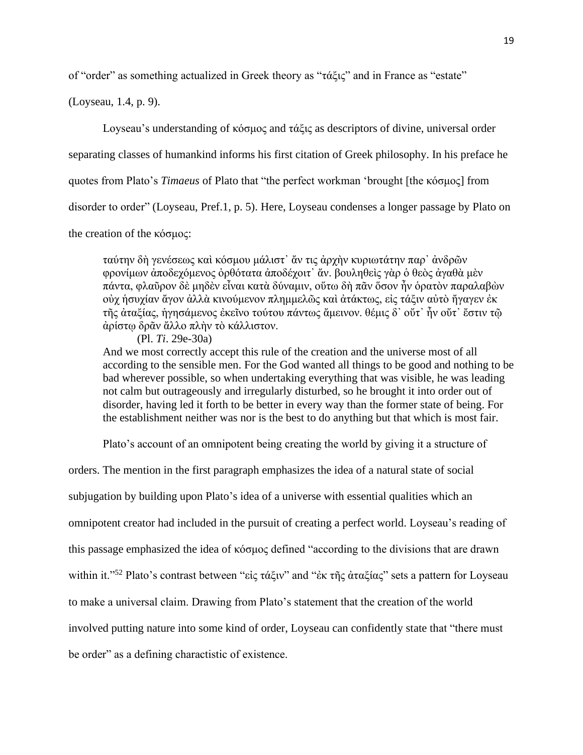of "order" as something actualized in Greek theory as "τάξις" and in France as "estate" (Loyseau, 1.4, p. 9).

Loyseau's understanding of κόσμος and τάξις as descriptors of divine, universal order separating classes of humankind informs his first citation of Greek philosophy. In his preface he quotes from Plato's *Timaeus* of Plato that "the perfect workman 'brought [the κόσμος] from disorder to order" (Loyseau, Pref.1, p. 5). Here, Loyseau condenses a longer passage by Plato on the creation of the κόσμος:

> ταύτην δὴ γενέσεως καὶ κόσμου μάλιστ᾽ ἄν τις ἀρχὴν κυριωτάτην παρ᾽ ἀνδρῶν φρονίμων ἀποδεχόμενος ὀρθότατα ἀποδέχοιτ᾽ ἄν. βουληθεὶς γὰρ ὁ θεὸς ἀγαθὰ μὲν πάντα, φλαῦρον δὲ μηδὲν εἶναι κατὰ δύναμιν, οὕτω δὴ πᾶν ὅσον ἦν ὁρατὸν παραλαβὼν οὐχ ἡσυχίαν ἄγον ἀλλὰ κινούμενον πλημμελῶς καὶ ἀτάκτως, εἰς τάξιν αὐτὸ ἤγαγεν ἐκ τῆς ἀταξίας, ἡγησάμενος ἐκεῖνο τούτου πάντως ἄμεινον. θέμις δ᾽ οὔτ᾽ ἦν οὔτ᾽ ἔστιν τῷ ἀρίστῳ δρᾶν ἄλλο πλὴν τὸ κάλλιστον.
>
> (Pl. *Ti*. 29e-30a)
>
> And we most correctly accept this rule of the creation and the universe most of all according to the sensible men. For the God wanted all things to be good and nothing to be bad wherever possible, so when undertaking everything that was visible, he was leading not calm but outrageously and irregularly disturbed, so he brought it into order out of disorder, having led it forth to be better in every way than the former state of being. For the establishment neither was nor is the best to do anything but that which is most fair.

Plato's account of an omnipotent being creating the world by giving it a structure of orders. The mention in the first paragraph emphasizes the idea of a natural state of social subjugation by building upon Plato's idea of a universe with essential qualities which an omnipotent creator had included in the pursuit of creating a perfect world. Loyseau's reading of this passage emphasized the idea of κόσμος defined "according to the divisions that are drawn within it."[52] Plato's contrast between "εἰς τάξιν" and "ἐκ τῆς ἀταξίας" sets a pattern for Loyseau to make a universal claim. Drawing from Plato's statement that the creation of the world involved putting nature into some kind of order, Loyseau can confidently state that "there must be order" as a defining charactistic of existence.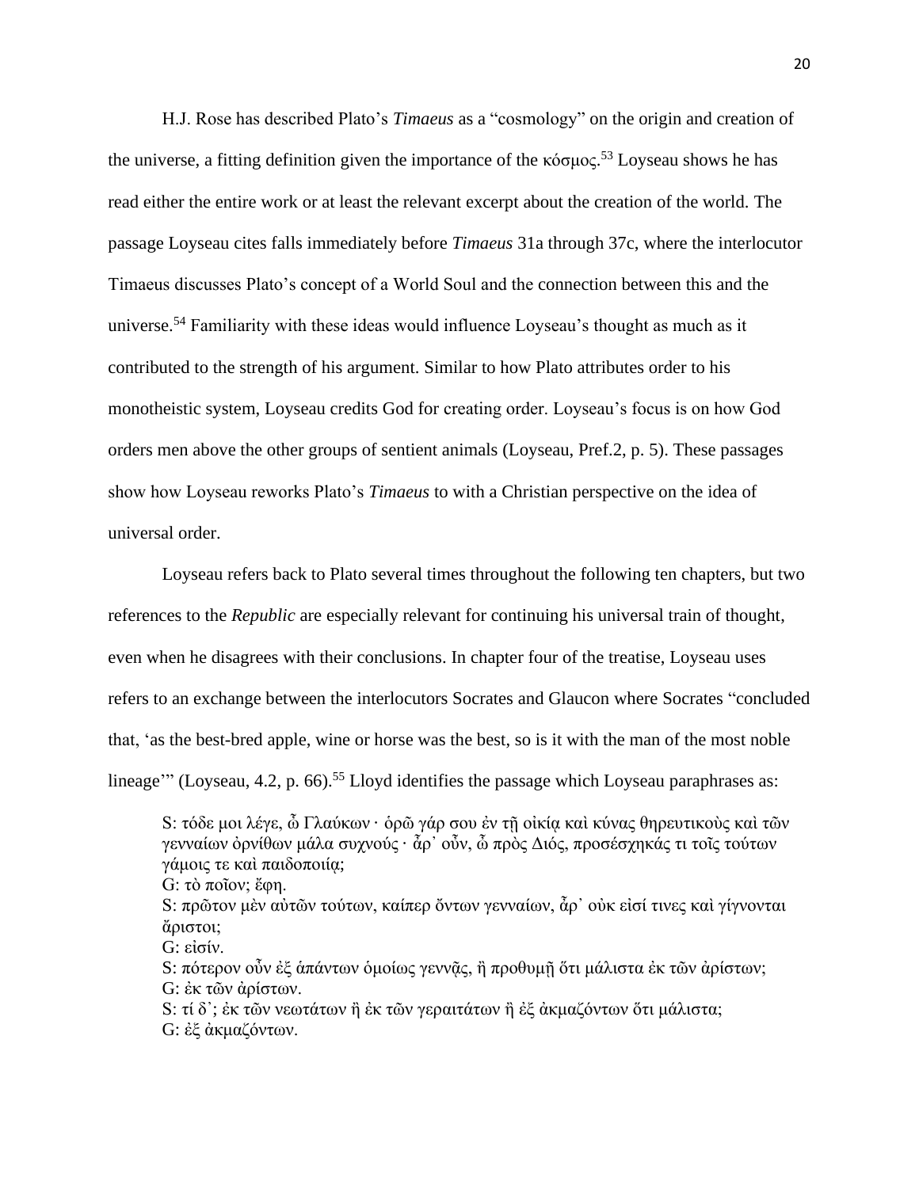H.J. Rose has described Plato's *Timaeus* as a "cosmology" on the origin and creation of the universe, a fitting definition given the importance of the κόσμος.[53] Loyseau shows he has read either the entire work or at least the relevant excerpt about the creation of the world. The passage Loyseau cites falls immediately before *Timaeus* 31a through 37c, where the interlocutor Timaeus discusses Plato's concept of a World Soul and the connection between this and the universe.[54] Familiarity with these ideas would influence Loyseau's thought as much as it contributed to the strength of his argument. Similar to how Plato attributes order to his monotheistic system, Loyseau credits God for creating order. Loyseau's focus is on how God orders men above the other groups of sentient animals (Loyseau, Pref.2, p. 5). These passages show how Loyseau reworks Plato's *Timaeus* to with a Christian perspective on the idea of universal order.

Loyseau refers back to Plato several times throughout the following ten chapters, but two references to the *Republic* are especially relevant for continuing his universal train of thought, even when he disagrees with their conclusions. In chapter four of the treatise, Loyseau uses refers to an exchange between the interlocutors Socrates and Glaucon where Socrates "concluded that, 'as the best-bred apple, wine or horse was the best, so is it with the man of the most noble lineage'" (Loyseau, 4.2, p. 66).[55] Lloyd identifies the passage which Loyseau paraphrases as:

> S: τόδε μοι λέγε, ὦ Γλαύκων· ὁρῶ γάρ σου ἐν τῇ οἰκίᾳ καὶ κύνας θηρευτικοὺς καὶ τῶν γενναίων ὀρνίθων μάλα συχνούς· ἆρ᾽ οὖν, ὦ πρὸς Διός, προσέσχηκάς τι τοῖς τούτων γάμοις τε καὶ παιδοποιίᾳ;
> G: τὸ ποῖον; ἔφη.
> S: πρῶτον μὲν αὐτῶν τούτων, καίπερ ὄντων γενναίων, ἆρ᾽ οὐκ εἰσί τινες καὶ γίγνονται ἄριστοι;
> G: εἰσίν.
> S: πότερον οὖν ἐξ ἁπάντων ὁμοίως γεννᾷς, ἢ προθυμῇ ὅτι μάλιστα ἐκ τῶν ἀρίστων;
> G: ἐκ τῶν ἀρίστων.
> S: τί δ᾽; ἐκ τῶν νεωτάτων ἢ ἐκ τῶν γεραιτάτων ἢ ἐξ ἀκμαζόντων ὅτι μάλιστα;
> G: ἐξ ἀκμαζόντων.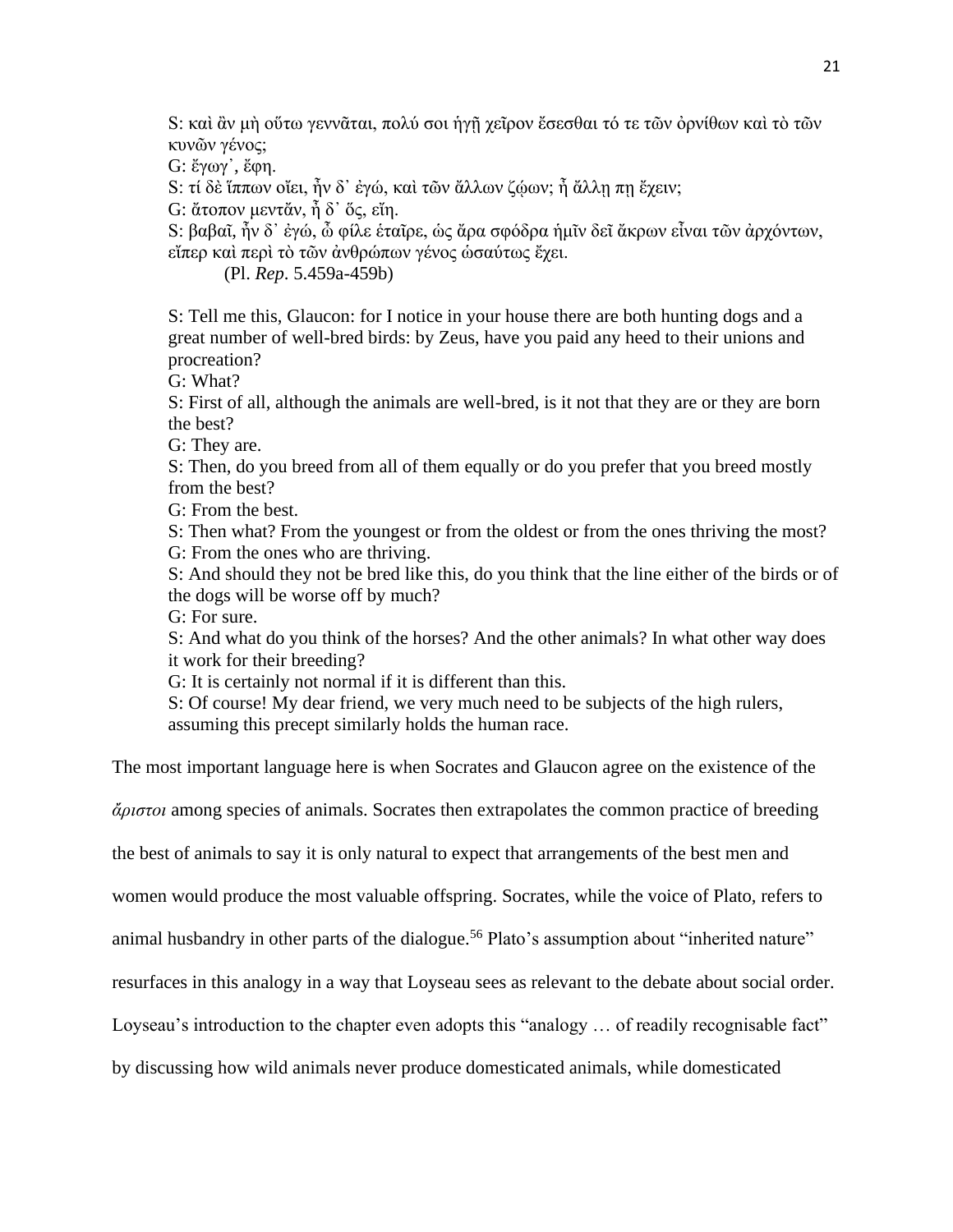S: καὶ ἂν μὴ οὕτω γεννᾶται, πολύ σοι ἡγῇ χεῖρον ἔσεσθαι τό τε τῶν ὀρνίθων καὶ τὸ τῶν κυνῶν γένος;
G: ἔγωγ᾽, ἔφη.
S: τί δὲ ἵππων οἴει, ἦν δ᾽ ἐγώ, καὶ τῶν ἄλλων ζῴων; ἦ ἄλλῃ πῃ ἔχειν;
G: ἄτοπον μεντἄν, ἦ δ᾽ ὅς, εἴη.
S: βαβαῖ, ἦν δ᾽ ἐγώ, ὦ φίλε ἑταῖρε, ὡς ἄρα σφόδρα ἡμῖν δεῖ ἄκρων εἶναι τῶν ἀρχόντων, εἴπερ καὶ περὶ τὸ τῶν ἀνθρώπων γένος ὡσαύτως ἔχει.
(Pl. *Rep*. 5.459a-459b)

S: Tell me this, Glaucon: for I notice in your house there are both hunting dogs and a great number of well-bred birds: by Zeus, have you paid any heed to their unions and procreation?
G: What?
S: First of all, although the animals are well-bred, is it not that they are or they are born the best?
G: They are.
S: Then, do you breed from all of them equally or do you prefer that you breed mostly from the best?
G: From the best.
S: Then what? From the youngest or from the oldest or from the ones thriving the most?
G: From the ones who are thriving.
S: And should they not be bred like this, do you think that the line either of the birds or of the dogs will be worse off by much?
G: For sure.
S: And what do you think of the horses? And the other animals? In what other way does it work for their breeding?
G: It is certainly not normal if it is different than this.
S: Of course! My dear friend, we very much need to be subjects of the high rulers, assuming this precept similarly holds the human race.

The most important language here is when Socrates and Glaucon agree on the existence of the *ἄριστοι* among species of animals. Socrates then extrapolates the common practice of breeding the best of animals to say it is only natural to expect that arrangements of the best men and women would produce the most valuable offspring. Socrates, while the voice of Plato, refers to animal husbandry in other parts of the dialogue.[56] Plato's assumption about "inherited nature" resurfaces in this analogy in a way that Loyseau sees as relevant to the debate about social order. Loyseau's introduction to the chapter even adopts this "analogy … of readily recognisable fact" by discussing how wild animals never produce domesticated animals, while domesticated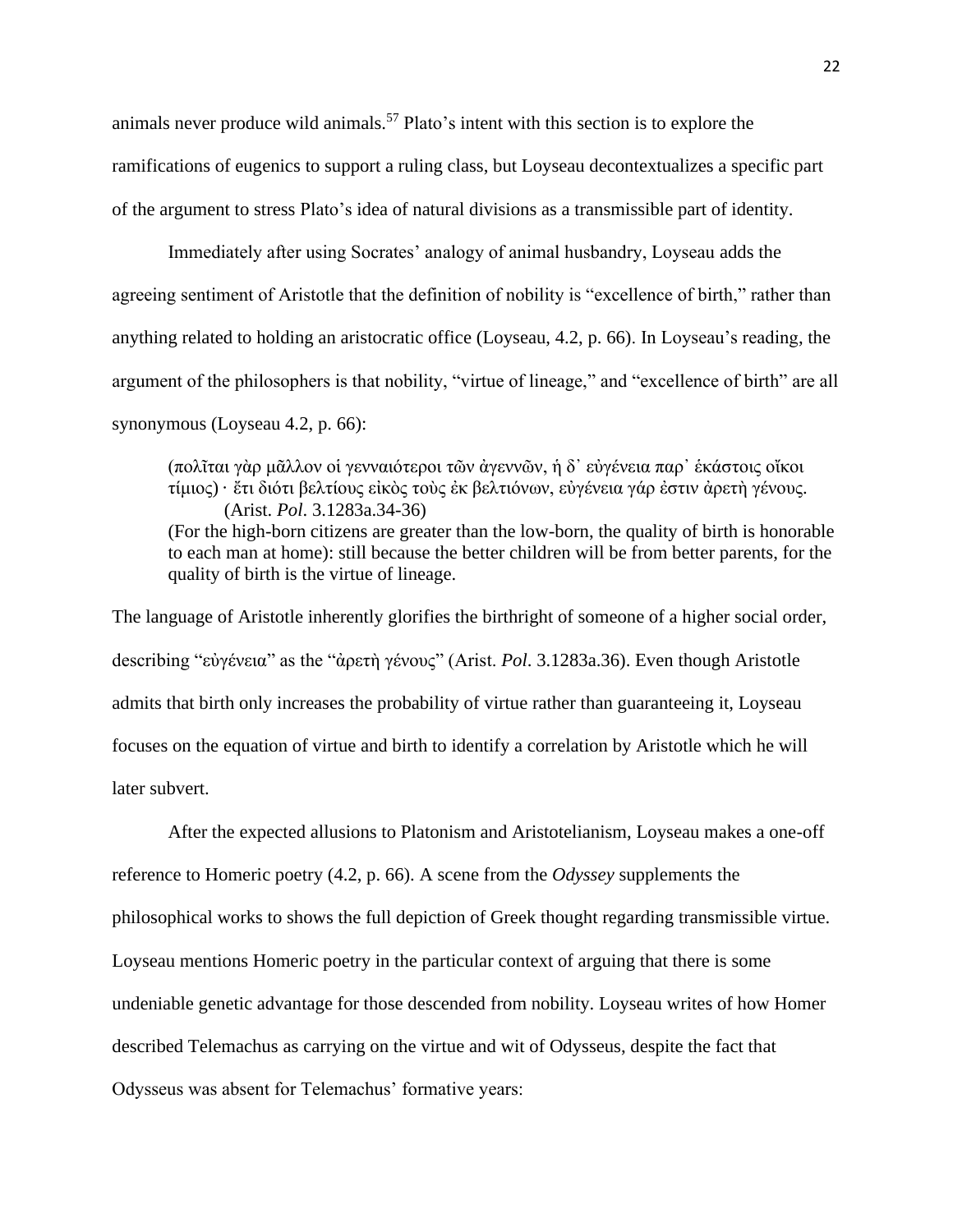animals never produce wild animals.[57] Plato's intent with this section is to explore the ramifications of eugenics to support a ruling class, but Loyseau decontextualizes a specific part of the argument to stress Plato's idea of natural divisions as a transmissible part of identity.

Immediately after using Socrates' analogy of animal husbandry, Loyseau adds the agreeing sentiment of Aristotle that the definition of nobility is "excellence of birth," rather than anything related to holding an aristocratic office (Loyseau, 4.2, p. 66). In Loyseau's reading, the argument of the philosophers is that nobility, "virtue of lineage," and "excellence of birth" are all synonymous (Loyseau 4.2, p. 66):

> (πολῖται γὰρ μᾶλλον οἱ γενναιότεροι τῶν ἀγεννῶν, ἡ δ᾽ εὐγένεια παρ᾽ ἑκάστοις οἴκοι τίμιος) · ἔτι διότι βελτίους εἰκὸς τοὺς ἐκ βελτιόνων, εὐγένεια γάρ ἐστιν ἀρετὴ γένους.
> (Arist. *Pol*. 3.1283a.34-36)
> (For the high-born citizens are greater than the low-born, the quality of birth is honorable to each man at home): still because the better children will be from better parents, for the quality of birth is the virtue of lineage.

The language of Aristotle inherently glorifies the birthright of someone of a higher social order, describing "εὐγένεια" as the "ἀρετὴ γένους" (Arist. *Pol*. 3.1283a.36). Even though Aristotle admits that birth only increases the probability of virtue rather than guaranteeing it, Loyseau focuses on the equation of virtue and birth to identify a correlation by Aristotle which he will later subvert.

After the expected allusions to Platonism and Aristotelianism, Loyseau makes a one-off reference to Homeric poetry (4.2, p. 66). A scene from the *Odyssey* supplements the philosophical works to shows the full depiction of Greek thought regarding transmissible virtue. Loyseau mentions Homeric poetry in the particular context of arguing that there is some undeniable genetic advantage for those descended from nobility. Loyseau writes of how Homer described Telemachus as carrying on the virtue and wit of Odysseus, despite the fact that Odysseus was absent for Telemachus' formative years: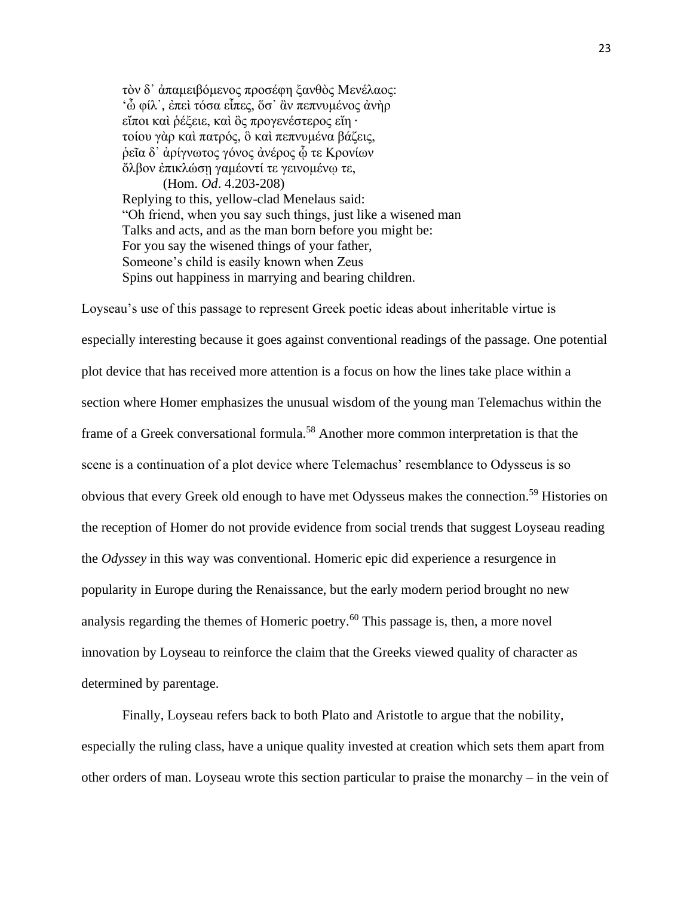> τὸν δ᾽ ἀπαμειβόμενος προσέφη ξανθὸς Μενέλαος:
> ‘ὦ φίλ᾽, ἐπεὶ τόσα εἶπες, ὅσ᾽ ἂν πεπνυμένος ἀνὴρ
> εἴποι καὶ ῥέξειε, καὶ ὃς προγενέστερος εἴη ·
> τοίου γὰρ καὶ πατρός, ὃ καὶ πεπνυμένα βάζεις,
> ῥεῖα δ᾽ ἀρίγνωτος γόνος ἀνέρος ᾧ τε Κρονίων
> ὄλβον ἐπικλώσῃ γαμέοντί τε γεινομένῳ τε,
> (Hom. *Od*. 4.203-208)
> Replying to this, yellow-clad Menelaus said:
> “Oh friend, when you say such things, just like a wisened man
> Talks and acts, and as the man born before you might be:
> For you say the wisened things of your father,
> Someone’s child is easily known when Zeus
> Spins out happiness in marrying and bearing children.

Loyseau’s use of this passage to represent Greek poetic ideas about inheritable virtue is especially interesting because it goes against conventional readings of the passage. One potential plot device that has received more attention is a focus on how the lines take place within a section where Homer emphasizes the unusual wisdom of the young man Telemachus within the frame of a Greek conversational formula.[58] Another more common interpretation is that the scene is a continuation of a plot device where Telemachus’ resemblance to Odysseus is so obvious that every Greek old enough to have met Odysseus makes the connection.[59] Histories on the reception of Homer do not provide evidence from social trends that suggest Loyseau reading the *Odyssey* in this way was conventional. Homeric epic did experience a resurgence in popularity in Europe during the Renaissance, but the early modern period brought no new analysis regarding the themes of Homeric poetry.[60] This passage is, then, a more novel innovation by Loyseau to reinforce the claim that the Greeks viewed quality of character as determined by parentage.

Finally, Loyseau refers back to both Plato and Aristotle to argue that the nobility, especially the ruling class, have a unique quality invested at creation which sets them apart from other orders of man. Loyseau wrote this section particular to praise the monarchy – in the vein of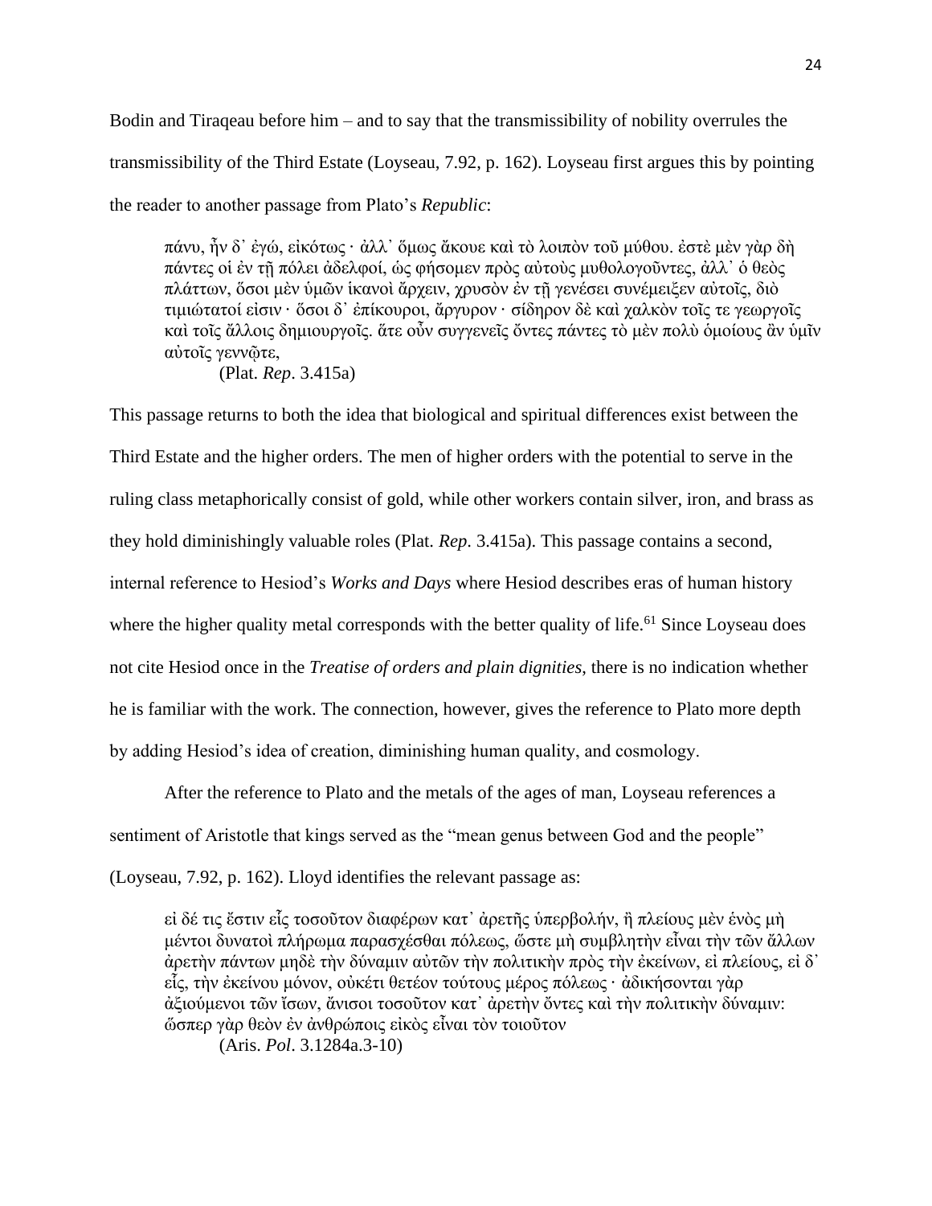Bodin and Tiraqeau before him – and to say that the transmissibility of nobility overrules the transmissibility of the Third Estate (Loyseau, 7.92, p. 162). Loyseau first argues this by pointing the reader to another passage from Plato's *Republic*:

> πάνυ, ἦν δ᾽ ἐγώ, εἰκότως · ἀλλ᾽ ὅμως ἄκουε καὶ τὸ λοιπὸν τοῦ μύθου. ἐστὲ μὲν γὰρ δὴ πάντες οἱ ἐν τῇ πόλει ἀδελφοί, ὡς φήσομεν πρὸς αὐτοὺς μυθολογοῦντες, ἀλλ᾽ ὁ θεὸς πλάττων, ὅσοι μὲν ὑμῶν ἱκανοὶ ἄρχειν, χρυσὸν ἐν τῇ γενέσει συνέμειξεν αὐτοῖς, διὸ τιμιώτατοί εἰσιν · ὅσοι δ᾽ ἐπίκουροι, ἄργυρον · σίδηρον δὲ καὶ χαλκὸν τοῖς τε γεωργοῖς καὶ τοῖς ἄλλοις δημιουργοῖς. ἅτε οὖν συγγενεῖς ὄντες πάντες τὸ μὲν πολὺ ὁμοίους ἂν ὑμῖν αὐτοῖς γεννῷτε,
>
> (Plat. *Rep*. 3.415a)

This passage returns to both the idea that biological and spiritual differences exist between the Third Estate and the higher orders. The men of higher orders with the potential to serve in the ruling class metaphorically consist of gold, while other workers contain silver, iron, and brass as they hold diminishingly valuable roles (Plat. *Rep*. 3.415a). This passage contains a second, internal reference to Hesiod's *Works and Days* where Hesiod describes eras of human history where the higher quality metal corresponds with the better quality of life.[61] Since Loyseau does not cite Hesiod once in the *Treatise of orders and plain dignities*, there is no indication whether he is familiar with the work. The connection, however, gives the reference to Plato more depth by adding Hesiod's idea of creation, diminishing human quality, and cosmology.

After the reference to Plato and the metals of the ages of man, Loyseau references a sentiment of Aristotle that kings served as the "mean genus between God and the people" (Loyseau, 7.92, p. 162). Lloyd identifies the relevant passage as:

> εἰ δέ τις ἔστιν εἷς τοσοῦτον διαφέρων κατ᾽ ἀρετῆς ὑπερβολήν, ἢ πλείους μὲν ἑνὸς μὴ μέντοι δυνατοὶ πλήρωμα παρασχέσθαι πόλεως, ὥστε μὴ συμβλητὴν εἶναι τὴν τῶν ἄλλων ἀρετὴν πάντων μηδὲ τὴν δύναμιν αὐτῶν τὴν πολιτικὴν πρὸς τὴν ἐκείνων, εἰ πλείους, εἰ δ᾽ εἷς, τὴν ἐκείνου μόνον, οὐκέτι θετέον τούτους μέρος πόλεως · ἀδικήσονται γὰρ ἀξιούμενοι τῶν ἴσων, ἄνισοι τοσοῦτον κατ᾽ ἀρετὴν ὄντες καὶ τὴν πολιτικὴν δύναμιν: ὥσπερ γὰρ θεὸν ἐν ἀνθρώποις εἰκὸς εἶναι τὸν τοιοῦτον
>
> (Aris. *Pol*. 3.1284a.3-10)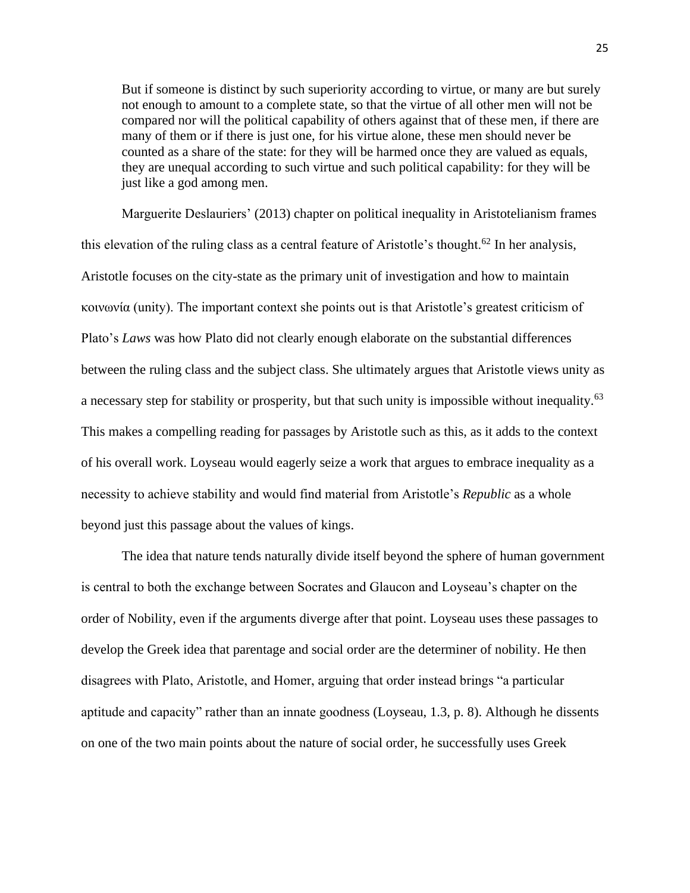> But if someone is distinct by such superiority according to virtue, or many are but surely not enough to amount to a complete state, so that the virtue of all other men will not be compared nor will the political capability of others against that of these men, if there are many of them or if there is just one, for his virtue alone, these men should never be counted as a share of the state: for they will be harmed once they are valued as equals, they are unequal according to such virtue and such political capability: for they will be just like a god among men.

Marguerite Deslauriers' (2013) chapter on political inequality in Aristotelianism frames this elevation of the ruling class as a central feature of Aristotle's thought.[62] In her analysis, Aristotle focuses on the city-state as the primary unit of investigation and how to maintain κοινωνία (unity). The important context she points out is that Aristotle's greatest criticism of Plato's *Laws* was how Plato did not clearly enough elaborate on the substantial differences between the ruling class and the subject class. She ultimately argues that Aristotle views unity as a necessary step for stability or prosperity, but that such unity is impossible without inequality.[63] This makes a compelling reading for passages by Aristotle such as this, as it adds to the context of his overall work. Loyseau would eagerly seize a work that argues to embrace inequality as a necessity to achieve stability and would find material from Aristotle's *Republic* as a whole beyond just this passage about the values of kings.

The idea that nature tends naturally divide itself beyond the sphere of human government is central to both the exchange between Socrates and Glaucon and Loyseau's chapter on the order of Nobility, even if the arguments diverge after that point. Loyseau uses these passages to develop the Greek idea that parentage and social order are the determiner of nobility. He then disagrees with Plato, Aristotle, and Homer, arguing that order instead brings "a particular aptitude and capacity" rather than an innate goodness (Loyseau, 1.3, p. 8). Although he dissents on one of the two main points about the nature of social order, he successfully uses Greek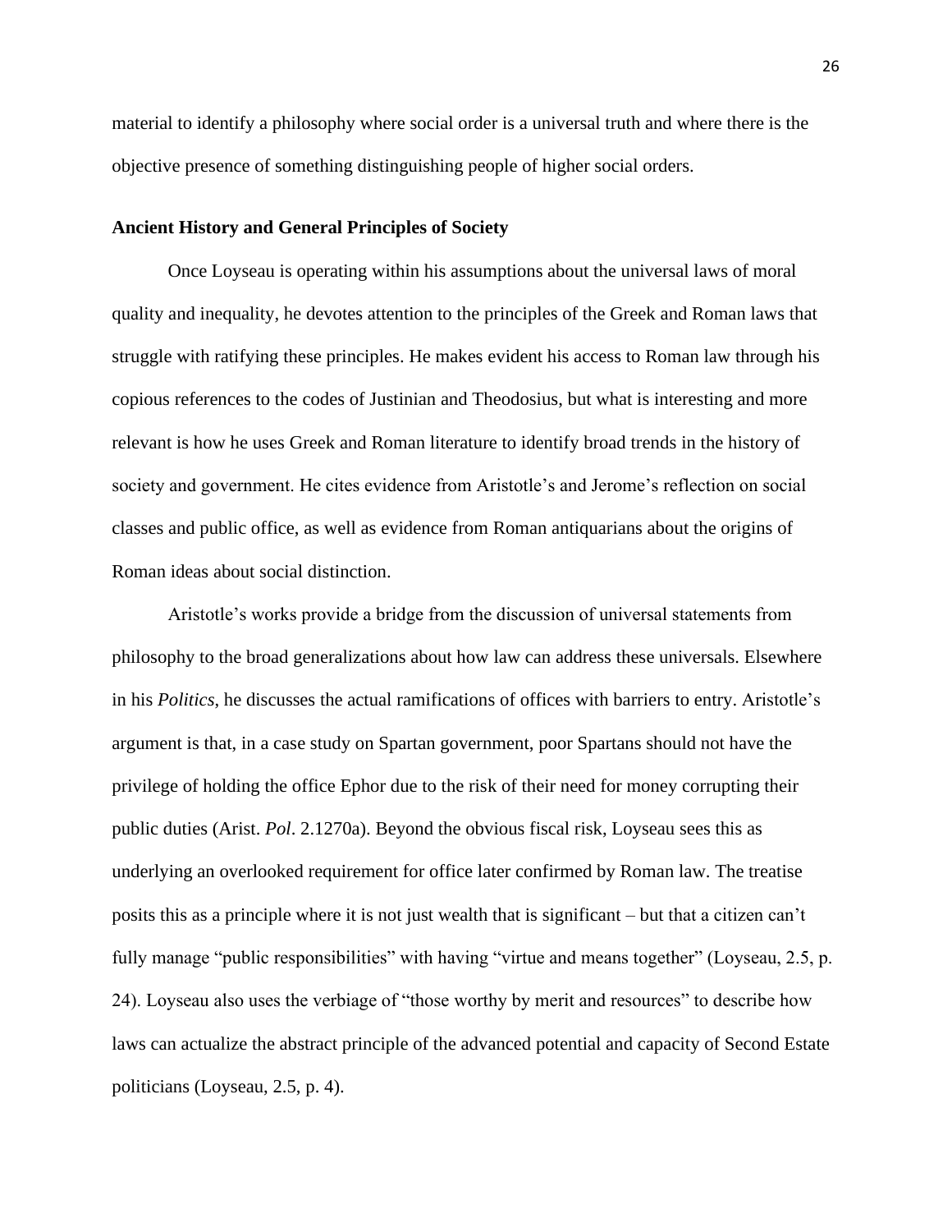material to identify a philosophy where social order is a universal truth and where there is the objective presence of something distinguishing people of higher social orders.

### Ancient History and General Principles of Society

Once Loyseau is operating within his assumptions about the universal laws of moral quality and inequality, he devotes attention to the principles of the Greek and Roman laws that struggle with ratifying these principles. He makes evident his access to Roman law through his copious references to the codes of Justinian and Theodosius, but what is interesting and more relevant is how he uses Greek and Roman literature to identify broad trends in the history of society and government. He cites evidence from Aristotle's and Jerome's reflection on social classes and public office, as well as evidence from Roman antiquarians about the origins of Roman ideas about social distinction.

Aristotle's works provide a bridge from the discussion of universal statements from philosophy to the broad generalizations about how law can address these universals. Elsewhere in his *Politics*, he discusses the actual ramifications of offices with barriers to entry. Aristotle's argument is that, in a case study on Spartan government, poor Spartans should not have the privilege of holding the office Ephor due to the risk of their need for money corrupting their public duties (Arist. *Pol*. 2.1270a). Beyond the obvious fiscal risk, Loyseau sees this as underlying an overlooked requirement for office later confirmed by Roman law. The treatise posits this as a principle where it is not just wealth that is significant – but that a citizen can't fully manage "public responsibilities" with having "virtue and means together" (Loyseau, 2.5, p. 24). Loyseau also uses the verbiage of "those worthy by merit and resources" to describe how laws can actualize the abstract principle of the advanced potential and capacity of Second Estate politicians (Loyseau, 2.5, p. 4).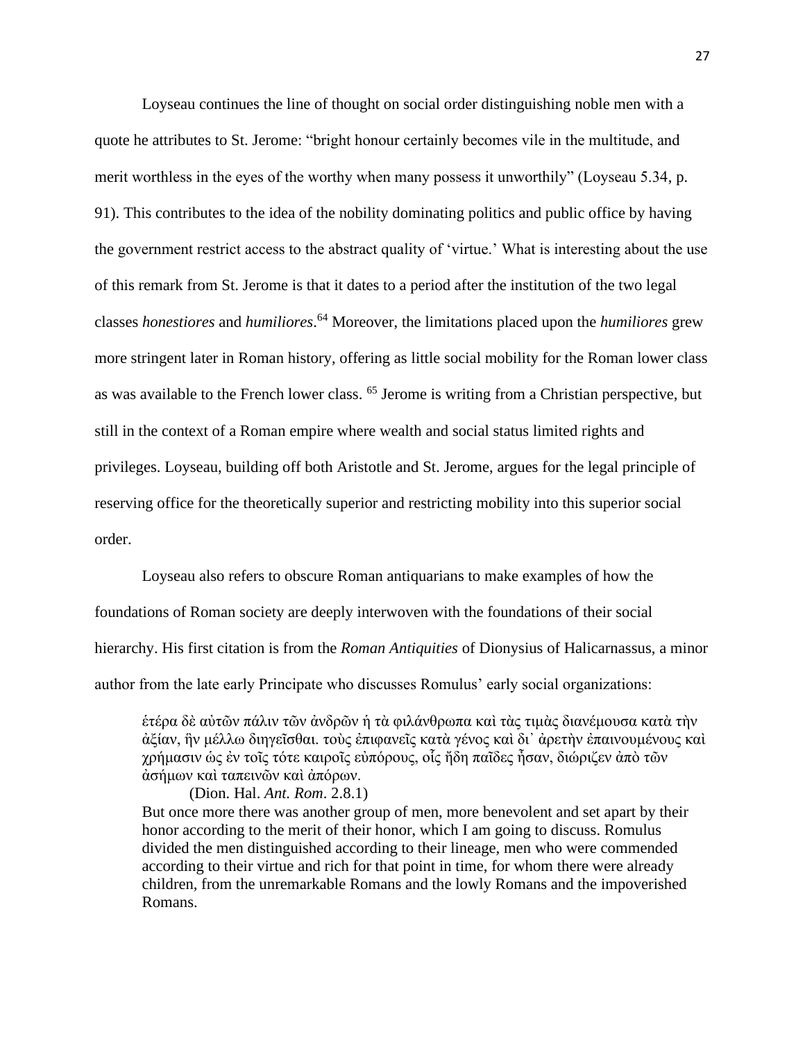Loyseau continues the line of thought on social order distinguishing noble men with a quote he attributes to St. Jerome: "bright honour certainly becomes vile in the multitude, and merit worthless in the eyes of the worthy when many possess it unworthily" (Loyseau 5.34, p. 91). This contributes to the idea of the nobility dominating politics and public office by having the government restrict access to the abstract quality of 'virtue.' What is interesting about the use of this remark from St. Jerome is that it dates to a period after the institution of the two legal classes *honestiores* and *humiliores*.[64] Moreover, the limitations placed upon the *humiliores* grew more stringent later in Roman history, offering as little social mobility for the Roman lower class as was available to the French lower class. [65] Jerome is writing from a Christian perspective, but still in the context of a Roman empire where wealth and social status limited rights and privileges. Loyseau, building off both Aristotle and St. Jerome, argues for the legal principle of reserving office for the theoretically superior and restricting mobility into this superior social order.

Loyseau also refers to obscure Roman antiquarians to make examples of how the foundations of Roman society are deeply interwoven with the foundations of their social hierarchy. His first citation is from the *Roman Antiquities* of Dionysius of Halicarnassus, a minor author from the late early Principate who discusses Romulus' early social organizations:

> ἑτέρα δὲ αὐτῶν πάλιν τῶν ἀνδρῶν ἡ τὰ φιλάνθρωπα καὶ τὰς τιμὰς διανέμουσα κατὰ τὴν ἀξίαν, ἣν μέλλω διηγεῖσθαι. τοὺς ἐπιφανεῖς κατὰ γένος καὶ δι᾽ ἀρετὴν ἐπαινουμένους καὶ χρήμασιν ὡς ἐν τοῖς τότε καιροῖς εὐπόρους, οἷς ἤδη παῖδες ἦσαν, διώριζεν ἀπὸ τῶν ἀσήμων καὶ ταπεινῶν καὶ ἀπόρων.
>
> (Dion. Hal. *Ant. Rom*. 2.8.1)
>
> But once more there was another group of men, more benevolent and set apart by their honor according to the merit of their honor, which I am going to discuss. Romulus divided the men distinguished according to their lineage, men who were commended according to their virtue and rich for that point in time, for whom there were already children, from the unremarkable Romans and the lowly Romans and the impoverished Romans.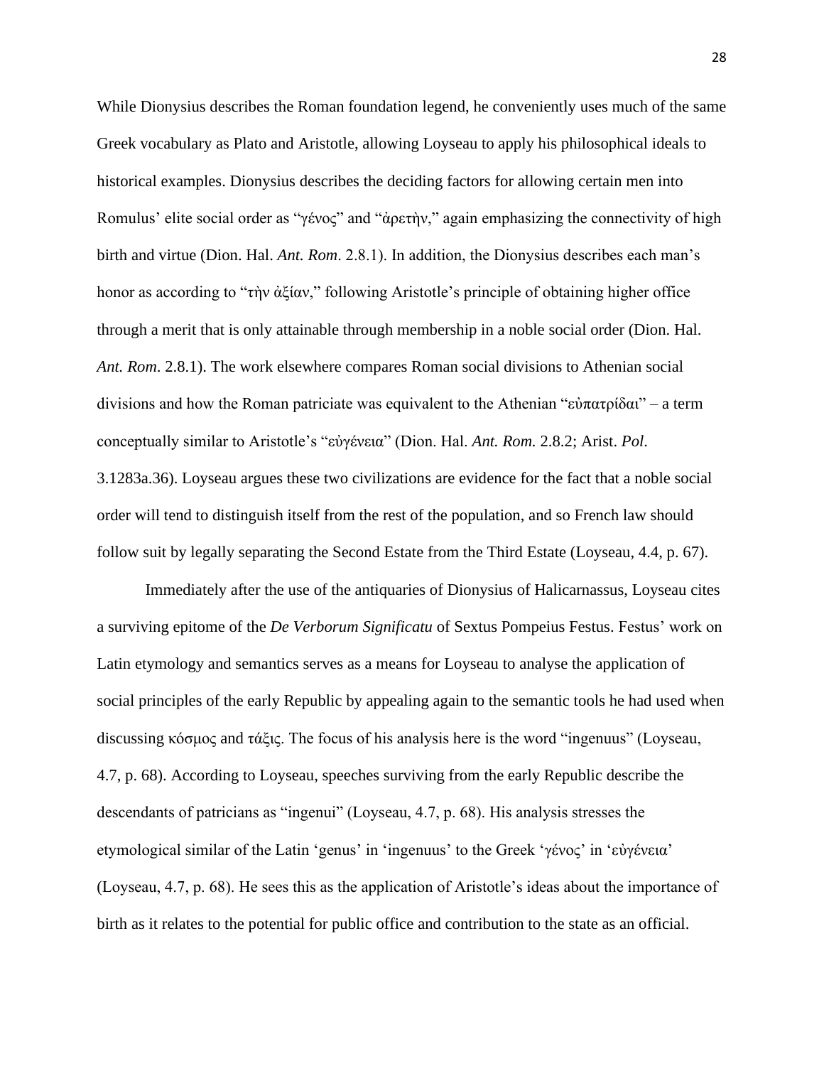While Dionysius describes the Roman foundation legend, he conveniently uses much of the same Greek vocabulary as Plato and Aristotle, allowing Loyseau to apply his philosophical ideals to historical examples. Dionysius describes the deciding factors for allowing certain men into Romulus' elite social order as "γένος" and "ἀρετὴν," again emphasizing the connectivity of high birth and virtue (Dion. Hal. *Ant. Rom*. 2.8.1). In addition, the Dionysius describes each man's honor as according to "τὴν ἀξίαν," following Aristotle's principle of obtaining higher office through a merit that is only attainable through membership in a noble social order (Dion. Hal. *Ant. Rom*. 2.8.1). The work elsewhere compares Roman social divisions to Athenian social divisions and how the Roman patriciate was equivalent to the Athenian "εὐπατρίδαι" – a term conceptually similar to Aristotle's "εὐγένεια" (Dion. Hal. *Ant. Rom.* 2.8.2; Arist. *Pol*. 3.1283a.36). Loyseau argues these two civilizations are evidence for the fact that a noble social order will tend to distinguish itself from the rest of the population, and so French law should follow suit by legally separating the Second Estate from the Third Estate (Loyseau, 4.4, p. 67).

Immediately after the use of the antiquaries of Dionysius of Halicarnassus, Loyseau cites a surviving epitome of the *De Verborum Significatu* of Sextus Pompeius Festus. Festus' work on Latin etymology and semantics serves as a means for Loyseau to analyse the application of social principles of the early Republic by appealing again to the semantic tools he had used when discussing κόσμος and τάξις. The focus of his analysis here is the word "ingenuus" (Loyseau, 4.7, p. 68). According to Loyseau, speeches surviving from the early Republic describe the descendants of patricians as "ingenui" (Loyseau, 4.7, p. 68). His analysis stresses the etymological similar of the Latin 'genus' in 'ingenuus' to the Greek 'γένος' in 'εὐγένεια' (Loyseau, 4.7, p. 68). He sees this as the application of Aristotle's ideas about the importance of birth as it relates to the potential for public office and contribution to the state as an official.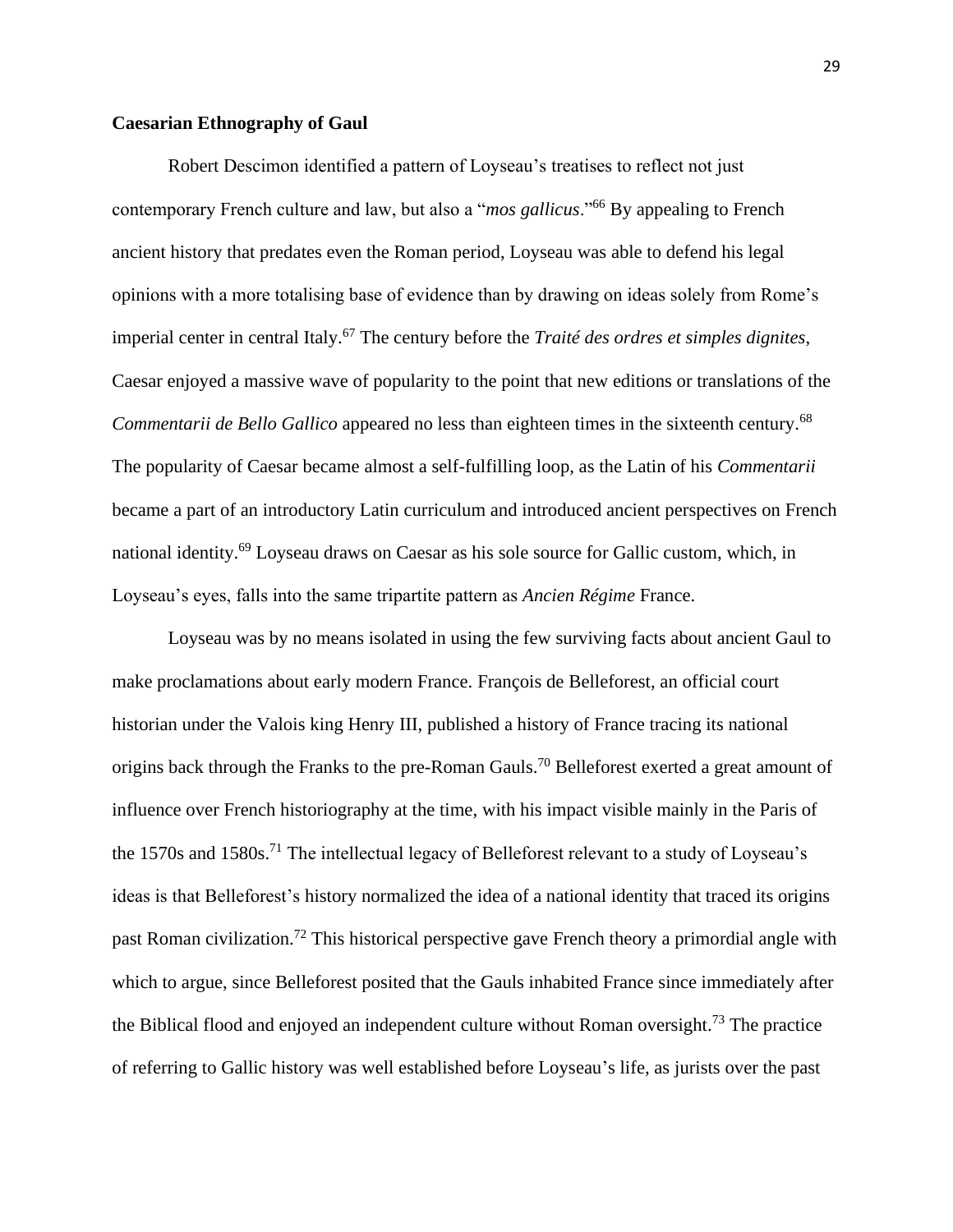### Caesarian Ethnography of Gaul

Robert Descimon identified a pattern of Loyseau's treatises to reflect not just contemporary French culture and law, but also a "*mos gallicus*."[66] By appealing to French ancient history that predates even the Roman period, Loyseau was able to defend his legal opinions with a more totalising base of evidence than by drawing on ideas solely from Rome's imperial center in central Italy.[67] The century before the *Traité des ordres et simples dignites*, Caesar enjoyed a massive wave of popularity to the point that new editions or translations of the *Commentarii de Bello Gallico* appeared no less than eighteen times in the sixteenth century.[68] The popularity of Caesar became almost a self-fulfilling loop, as the Latin of his *Commentarii* became a part of an introductory Latin curriculum and introduced ancient perspectives on French national identity.[69] Loyseau draws on Caesar as his sole source for Gallic custom, which, in Loyseau's eyes, falls into the same tripartite pattern as *Ancien Régime* France.

Loyseau was by no means isolated in using the few surviving facts about ancient Gaul to make proclamations about early modern France. François de Belleforest, an official court historian under the Valois king Henry III, published a history of France tracing its national origins back through the Franks to the pre-Roman Gauls.[70] Belleforest exerted a great amount of influence over French historiography at the time, with his impact visible mainly in the Paris of the 1570s and 1580s.[71] The intellectual legacy of Belleforest relevant to a study of Loyseau's ideas is that Belleforest's history normalized the idea of a national identity that traced its origins past Roman civilization.[72] This historical perspective gave French theory a primordial angle with which to argue, since Belleforest posited that the Gauls inhabited France since immediately after the Biblical flood and enjoyed an independent culture without Roman oversight.[73] The practice of referring to Gallic history was well established before Loyseau's life, as jurists over the past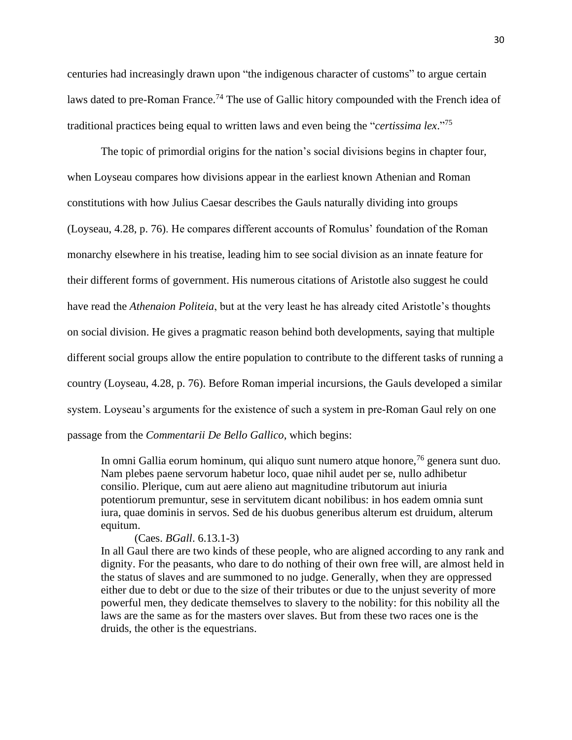centuries had increasingly drawn upon "the indigenous character of customs" to argue certain laws dated to pre-Roman France.[74] The use of Gallic hitory compounded with the French idea of traditional practices being equal to written laws and even being the "*certissima lex*."[75]

The topic of primordial origins for the nation's social divisions begins in chapter four, when Loyseau compares how divisions appear in the earliest known Athenian and Roman constitutions with how Julius Caesar describes the Gauls naturally dividing into groups (Loyseau, 4.28, p. 76). He compares different accounts of Romulus' foundation of the Roman monarchy elsewhere in his treatise, leading him to see social division as an innate feature for their different forms of government. His numerous citations of Aristotle also suggest he could have read the *Athenaion Politeia*, but at the very least he has already cited Aristotle's thoughts on social division. He gives a pragmatic reason behind both developments, saying that multiple different social groups allow the entire population to contribute to the different tasks of running a country (Loyseau, 4.28, p. 76). Before Roman imperial incursions, the Gauls developed a similar system. Loyseau's arguments for the existence of such a system in pre-Roman Gaul rely on one passage from the *Commentarii De Bello Gallico*, which begins:

> In omni Gallia eorum hominum, qui aliquo sunt numero atque honore,[76] genera sunt duo. Nam plebes paene servorum habetur loco, quae nihil audet per se, nullo adhibetur consilio. Plerique, cum aut aere alieno aut magnitudine tributorum aut iniuria potentiorum premuntur, sese in servitutem dicant nobilibus: in hos eadem omnia sunt iura, quae dominis in servos. Sed de his duobus generibus alterum est druidum, alterum equitum.
>
> (Caes. *BGall*. 6.13.1-3)
>
> In all Gaul there are two kinds of these people, who are aligned according to any rank and dignity. For the peasants, who dare to do nothing of their own free will, are almost held in the status of slaves and are summoned to no judge. Generally, when they are oppressed either due to debt or due to the size of their tributes or due to the unjust severity of more powerful men, they dedicate themselves to slavery to the nobility: for this nobility all the laws are the same as for the masters over slaves. But from these two races one is the druids, the other is the equestrians.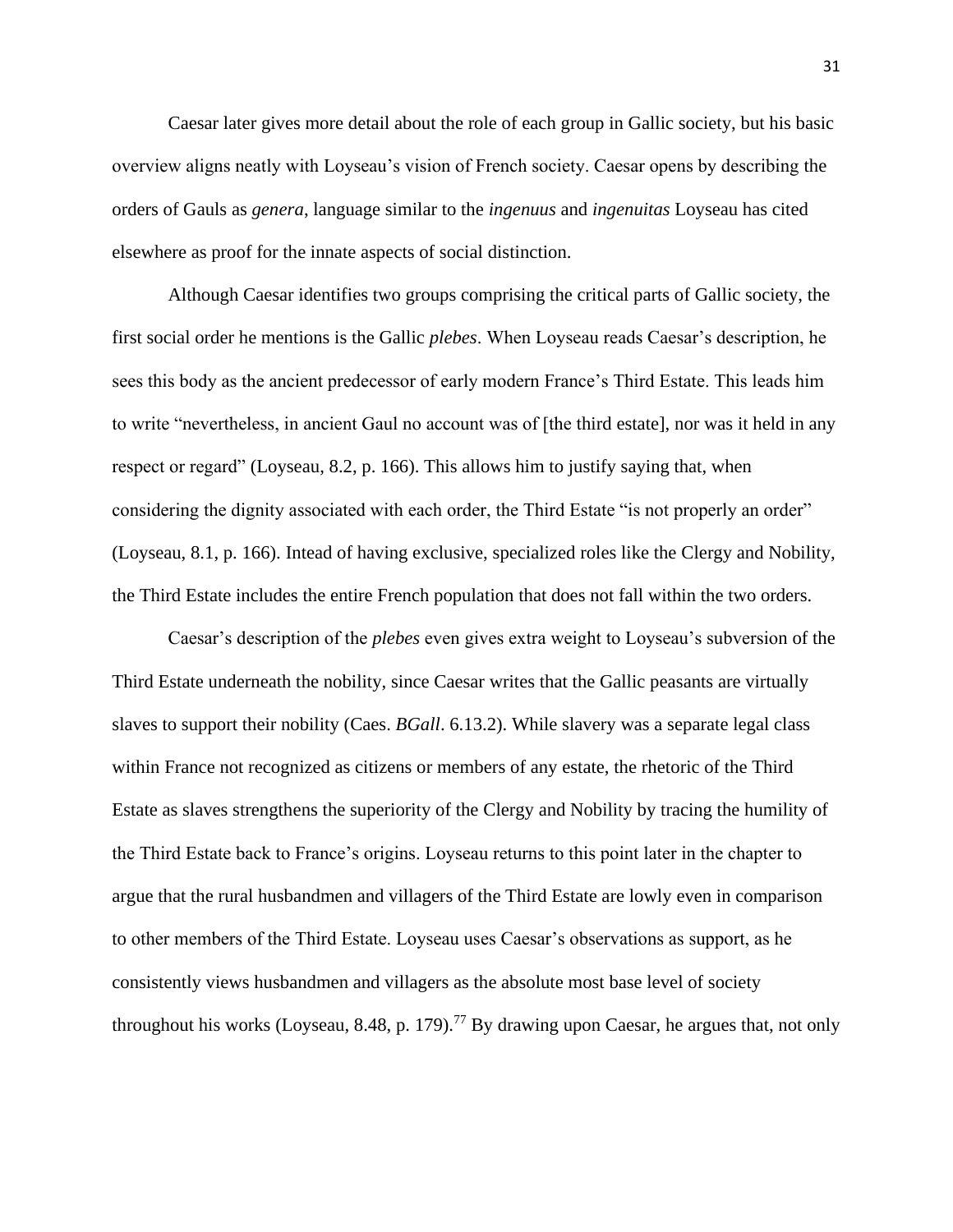Caesar later gives more detail about the role of each group in Gallic society, but his basic overview aligns neatly with Loyseau's vision of French society. Caesar opens by describing the orders of Gauls as *genera*, language similar to the *ingenuus* and *ingenuitas* Loyseau has cited elsewhere as proof for the innate aspects of social distinction.

Although Caesar identifies two groups comprising the critical parts of Gallic society, the first social order he mentions is the Gallic *plebes*. When Loyseau reads Caesar's description, he sees this body as the ancient predecessor of early modern France's Third Estate. This leads him to write "nevertheless, in ancient Gaul no account was of [the third estate], nor was it held in any respect or regard" (Loyseau, 8.2, p. 166). This allows him to justify saying that, when considering the dignity associated with each order, the Third Estate "is not properly an order" (Loyseau, 8.1, p. 166). Intead of having exclusive, specialized roles like the Clergy and Nobility, the Third Estate includes the entire French population that does not fall within the two orders.

Caesar's description of the *plebes* even gives extra weight to Loyseau's subversion of the Third Estate underneath the nobility, since Caesar writes that the Gallic peasants are virtually slaves to support their nobility (Caes. *BGall*. 6.13.2). While slavery was a separate legal class within France not recognized as citizens or members of any estate, the rhetoric of the Third Estate as slaves strengthens the superiority of the Clergy and Nobility by tracing the humility of the Third Estate back to France's origins. Loyseau returns to this point later in the chapter to argue that the rural husbandmen and villagers of the Third Estate are lowly even in comparison to other members of the Third Estate. Loyseau uses Caesar's observations as support, as he consistently views husbandmen and villagers as the absolute most base level of society throughout his works (Loyseau, 8.48, p. 179).[77] By drawing upon Caesar, he argues that, not only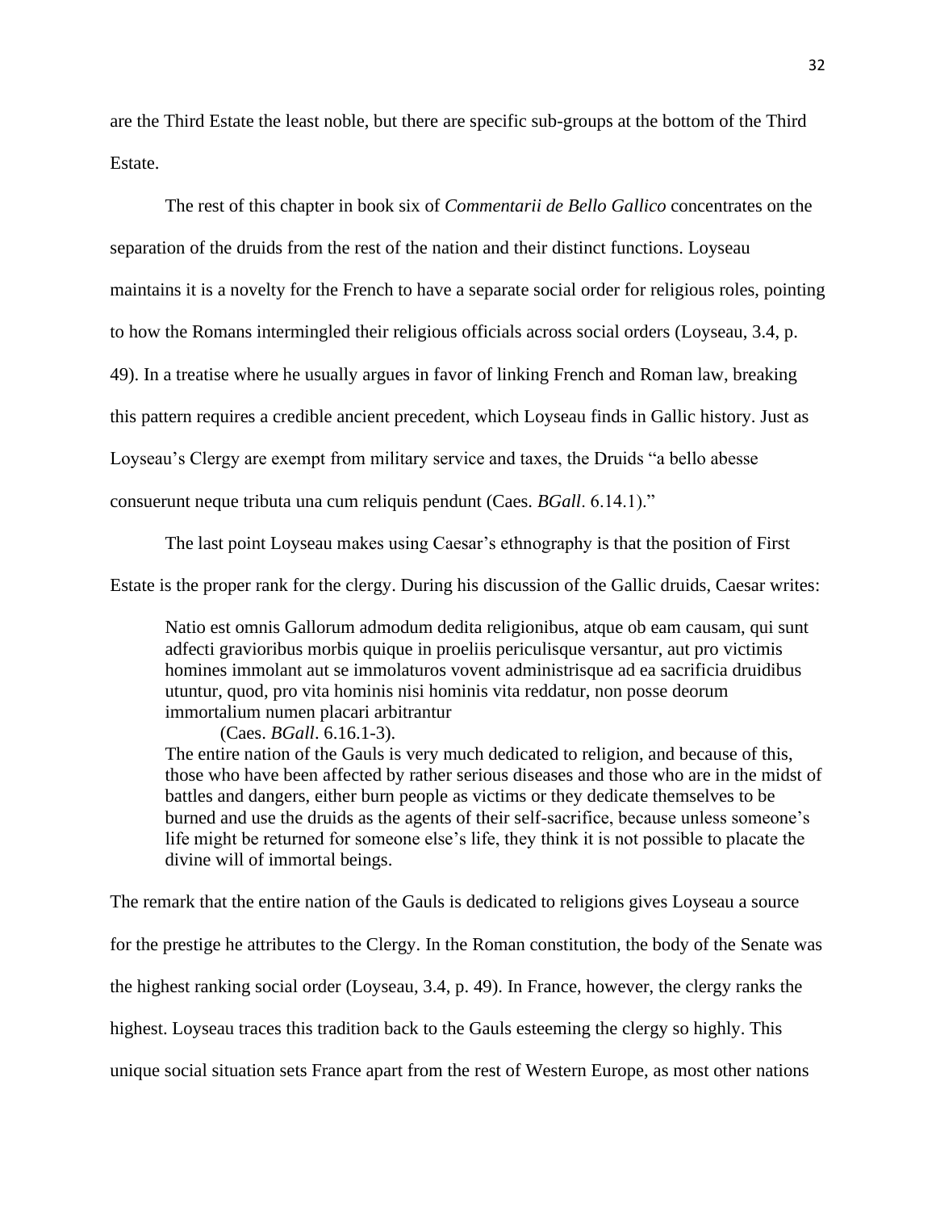are the Third Estate the least noble, but there are specific sub-groups at the bottom of the Third Estate.

The rest of this chapter in book six of *Commentarii de Bello Gallico* concentrates on the separation of the druids from the rest of the nation and their distinct functions. Loyseau maintains it is a novelty for the French to have a separate social order for religious roles, pointing to how the Romans intermingled their religious officials across social orders (Loyseau, 3.4, p. 49). In a treatise where he usually argues in favor of linking French and Roman law, breaking this pattern requires a credible ancient precedent, which Loyseau finds in Gallic history. Just as Loyseau's Clergy are exempt from military service and taxes, the Druids "a bello abesse consuerunt neque tributa una cum reliquis pendunt (Caes. *BGall*. 6.14.1)."

The last point Loyseau makes using Caesar's ethnography is that the position of First Estate is the proper rank for the clergy. During his discussion of the Gallic druids, Caesar writes:

> Natio est omnis Gallorum admodum dedita religionibus, atque ob eam causam, qui sunt adfecti gravioribus morbis quique in proeliis periculisque versantur, aut pro victimis homines immolant aut se immolaturos vovent administrisque ad ea sacrificia druidibus utuntur, quod, pro vita hominis nisi hominis vita reddatur, non posse deorum immortalium numen placari arbitrantur
>
> (Caes. *BGall*. 6.16.1-3).
>
> The entire nation of the Gauls is very much dedicated to religion, and because of this, those who have been affected by rather serious diseases and those who are in the midst of battles and dangers, either burn people as victims or they dedicate themselves to be burned and use the druids as the agents of their self-sacrifice, because unless someone's life might be returned for someone else's life, they think it is not possible to placate the divine will of immortal beings.

The remark that the entire nation of the Gauls is dedicated to religions gives Loyseau a source for the prestige he attributes to the Clergy. In the Roman constitution, the body of the Senate was the highest ranking social order (Loyseau, 3.4, p. 49). In France, however, the clergy ranks the highest. Loyseau traces this tradition back to the Gauls esteeming the clergy so highly. This unique social situation sets France apart from the rest of Western Europe, as most other nations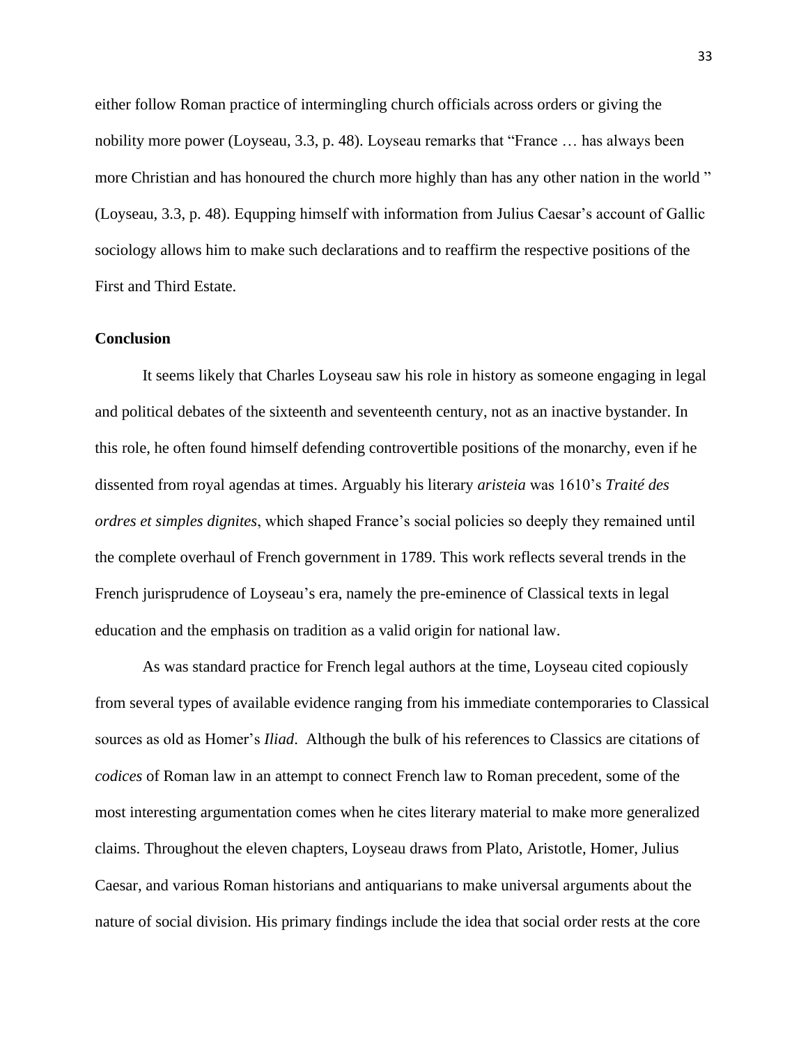either follow Roman practice of intermingling church officials across orders or giving the nobility more power (Loyseau, 3.3, p. 48). Loyseau remarks that "France … has always been more Christian and has honoured the church more highly than has any other nation in the world " (Loyseau, 3.3, p. 48). Equpping himself with information from Julius Caesar's account of Gallic sociology allows him to make such declarations and to reaffirm the respective positions of the First and Third Estate.

**Conclusion**

It seems likely that Charles Loyseau saw his role in history as someone engaging in legal and political debates of the sixteenth and seventeenth century, not as an inactive bystander. In this role, he often found himself defending controvertible positions of the monarchy, even if he dissented from royal agendas at times. Arguably his literary *aristeia* was 1610's *Traité des ordres et simples dignites*, which shaped France's social policies so deeply they remained until the complete overhaul of French government in 1789. This work reflects several trends in the French jurisprudence of Loyseau's era, namely the pre-eminence of Classical texts in legal education and the emphasis on tradition as a valid origin for national law.

As was standard practice for French legal authors at the time, Loyseau cited copiously from several types of available evidence ranging from his immediate contemporaries to Classical sources as old as Homer's *Iliad*. Although the bulk of his references to Classics are citations of *codices* of Roman law in an attempt to connect French law to Roman precedent, some of the most interesting argumentation comes when he cites literary material to make more generalized claims. Throughout the eleven chapters, Loyseau draws from Plato, Aristotle, Homer, Julius Caesar, and various Roman historians and antiquarians to make universal arguments about the nature of social division. His primary findings include the idea that social order rests at the core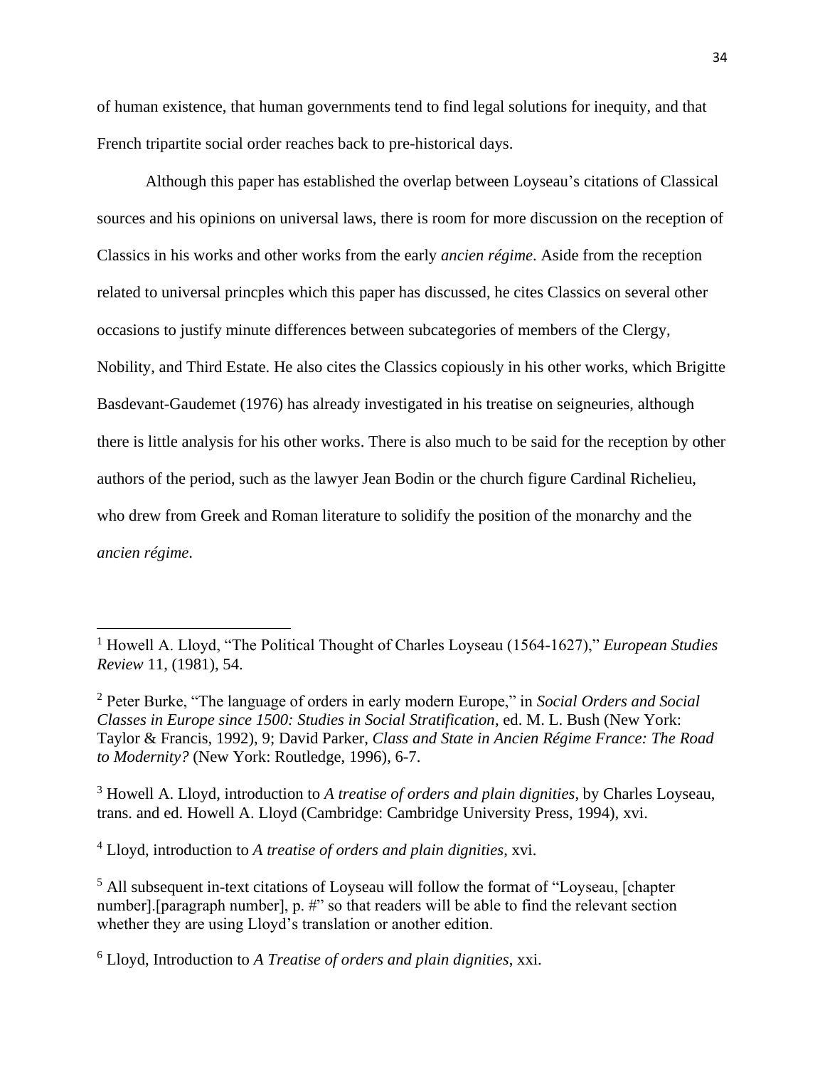of human existence, that human governments tend to find legal solutions for inequity, and that French tripartite social order reaches back to pre-historical days.

Although this paper has established the overlap between Loyseau's citations of Classical sources and his opinions on universal laws, there is room for more discussion on the reception of Classics in his works and other works from the early *ancien régime*. Aside from the reception related to universal princples which this paper has discussed, he cites Classics on several other occasions to justify minute differences between subcategories of members of the Clergy, Nobility, and Third Estate. He also cites the Classics copiously in his other works, which Brigitte Basdevant-Gaudemet (1976) has already investigated in his treatise on seigneuries, although there is little analysis for his other works. There is also much to be said for the reception by other authors of the period, such as the lawyer Jean Bodin or the church figure Cardinal Richelieu, who drew from Greek and Roman literature to solidify the position of the monarchy and the *ancien régime*.

---

[1] Howell A. Lloyd, "The Political Thought of Charles Loyseau (1564-1627)," *European Studies Review* 11, (1981), 54.

[2] Peter Burke, "The language of orders in early modern Europe," in *Social Orders and Social Classes in Europe since 1500: Studies in Social Stratification*, ed. M. L. Bush (New York: Taylor & Francis, 1992), 9; David Parker, *Class and State in Ancien Régime France: The Road to Modernity?* (New York: Routledge, 1996), 6-7.

[3] Howell A. Lloyd, introduction to *A treatise of orders and plain dignities*, by Charles Loyseau, trans. and ed. Howell A. Lloyd (Cambridge: Cambridge University Press, 1994), xvi.

[4] Lloyd, introduction to *A treatise of orders and plain dignities*, xvi.

[5] All subsequent in-text citations of Loyseau will follow the format of "Loyseau, [chapter number].[paragraph number], p. #" so that readers will be able to find the relevant section whether they are using Lloyd's translation or another edition.

[6] Lloyd, Introduction to *A Treatise of orders and plain dignities*, xxi.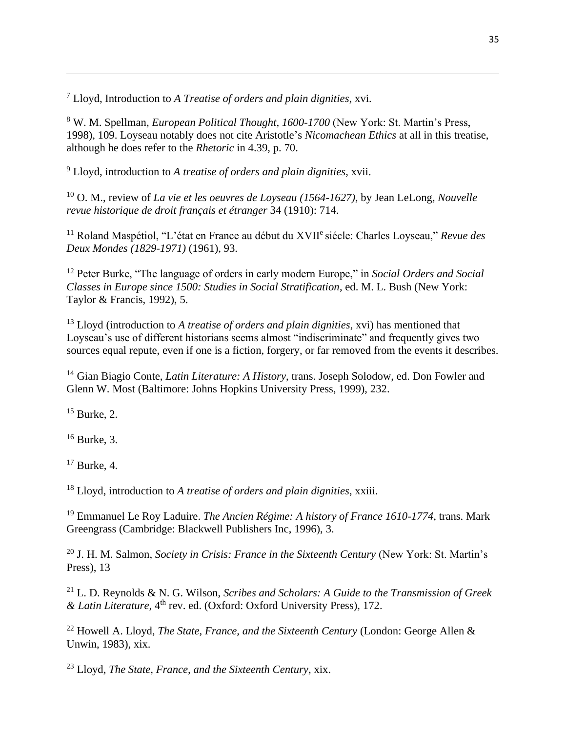[7] Lloyd, Introduction to *A Treatise of orders and plain dignities*, xvi.

[8] W. M. Spellman, *European Political Thought, 1600-1700* (New York: St. Martin's Press, 1998), 109. Loyseau notably does not cite Aristotle's *Nicomachean Ethics* at all in this treatise, although he does refer to the *Rhetoric* in 4.39, p. 70.

[9] Lloyd, introduction to *A treatise of orders and plain dignities*, xvii.

[10] O. M., review of *La vie et les oeuvres de Loyseau (1564-1627)*, by Jean LeLong, *Nouvelle revue historique de droit français et étranger* 34 (1910): 714.

[11] Roland Maspétiol, "L'état en France au début du XVII[e] siécle: Charles Loyseau," *Revue des Deux Mondes (1829-1971)* (1961), 93.

[12] Peter Burke, "The language of orders in early modern Europe," in *Social Orders and Social Classes in Europe since 1500: Studies in Social Stratification*, ed. M. L. Bush (New York: Taylor & Francis, 1992), 5.

[13] Lloyd (introduction to *A treatise of orders and plain dignities*, xvi) has mentioned that Loyseau's use of different historians seems almost "indiscriminate" and frequently gives two sources equal repute, even if one is a fiction, forgery, or far removed from the events it describes.

[14] Gian Biagio Conte, *Latin Literature: A History*, trans. Joseph Solodow, ed. Don Fowler and Glenn W. Most (Baltimore: Johns Hopkins University Press, 1999), 232.

[15] Burke, 2.

[16] Burke, 3.

[17] Burke, 4.

[18] Lloyd, introduction to *A treatise of orders and plain dignities*, xxiii.

[19] Emmanuel Le Roy Laduire. *The Ancien Régime: A history of France 1610-1774*, trans. Mark Greengrass (Cambridge: Blackwell Publishers Inc, 1996), 3.

[20] J. H. M. Salmon, *Society in Crisis: France in the Sixteenth Century* (New York: St. Martin's Press), 13

[21] L. D. Reynolds & N. G. Wilson, *Scribes and Scholars: A Guide to the Transmission of Greek & Latin Literature*, 4[th] rev. ed. (Oxford: Oxford University Press), 172.

[22] Howell A. Lloyd, *The State, France, and the Sixteenth Century* (London: George Allen & Unwin, 1983), xix.

[23] Lloyd, *The State, France, and the Sixteenth Century*, xix.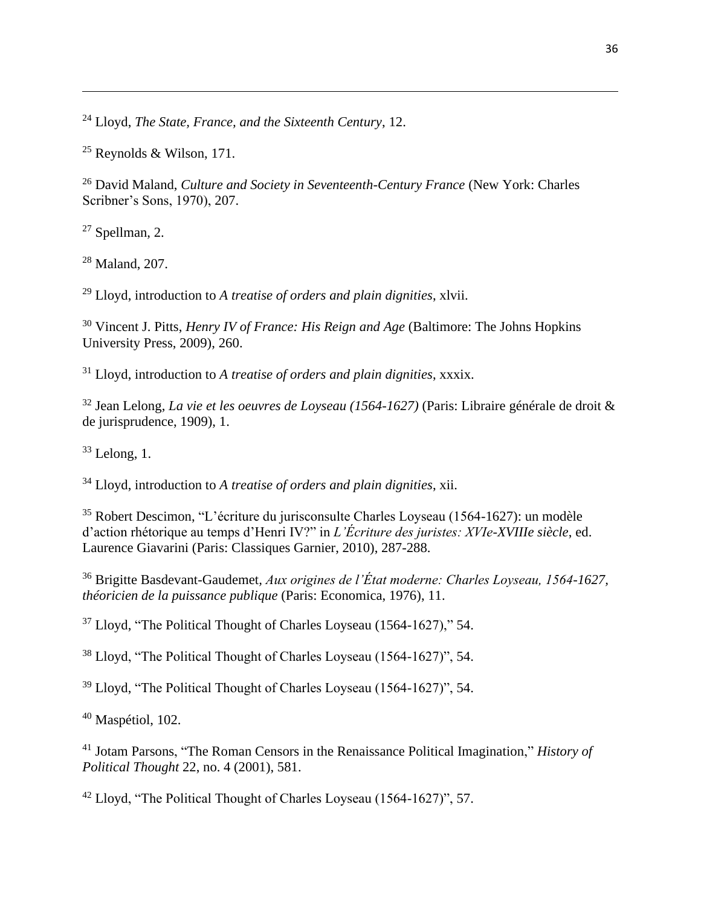[24] Lloyd, *The State, France, and the Sixteenth Century*, 12.

[25] Reynolds & Wilson, 171.

[26] David Maland, *Culture and Society in Seventeenth-Century France* (New York: Charles Scribner's Sons, 1970), 207.

[27] Spellman, 2.

[28] Maland, 207.

[29] Lloyd, introduction to *A treatise of orders and plain dignities*, xlvii.

[30] Vincent J. Pitts, *Henry IV of France: His Reign and Age* (Baltimore: The Johns Hopkins University Press, 2009), 260.

[31] Lloyd, introduction to *A treatise of orders and plain dignities*, xxxix.

[32] Jean Lelong, *La vie et les oeuvres de Loyseau (1564-1627)* (Paris: Libraire générale de droit & de jurisprudence, 1909), 1.

[33] Lelong, 1.

[34] Lloyd, introduction to *A treatise of orders and plain dignities*, xii.

[35] Robert Descimon, "L'écriture du jurisconsulte Charles Loyseau (1564-1627): un modèle d'action rhétorique au temps d'Henri IV?" in *L'Écriture des juristes: XVIe-XVIIIe siècle*, ed. Laurence Giavarini (Paris: Classiques Garnier, 2010), 287-288.

[36] Brigitte Basdevant-Gaudemet, *Aux origines de l'État moderne: Charles Loyseau, 1564-1627, théoricien de la puissance publique* (Paris: Economica, 1976), 11.

[37] Lloyd, "The Political Thought of Charles Loyseau (1564-1627)," 54.

[38] Lloyd, "The Political Thought of Charles Loyseau (1564-1627)", 54.

[39] Lloyd, "The Political Thought of Charles Loyseau (1564-1627)", 54.

[40] Maspétiol, 102.

[41] Jotam Parsons, "The Roman Censors in the Renaissance Political Imagination," *History of Political Thought* 22, no. 4 (2001), 581.

[42] Lloyd, "The Political Thought of Charles Loyseau (1564-1627)", 57.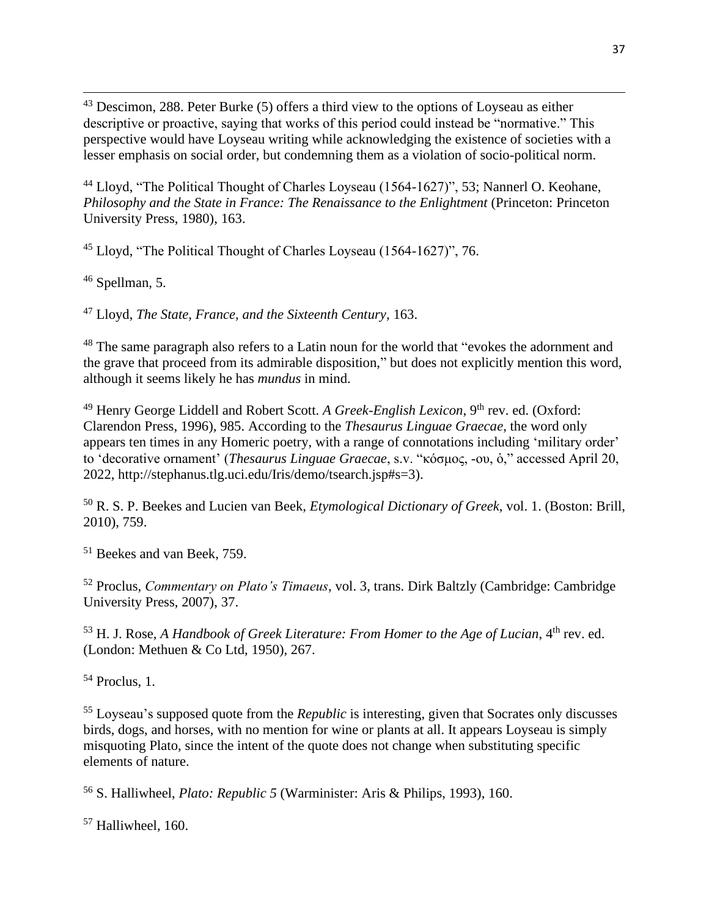[43] Descimon, 288. Peter Burke (5) offers a third view to the options of Loyseau as either descriptive or proactive, saying that works of this period could instead be "normative." This perspective would have Loyseau writing while acknowledging the existence of societies with a lesser emphasis on social order, but condemning them as a violation of socio-political norm.

[44] Lloyd, "The Political Thought of Charles Loyseau (1564-1627)", 53; Nannerl O. Keohane, *Philosophy and the State in France: The Renaissance to the Enlightment* (Princeton: Princeton University Press, 1980), 163.

[45] Lloyd, "The Political Thought of Charles Loyseau (1564-1627)", 76.

[46] Spellman, 5.

[47] Lloyd, *The State, France, and the Sixteenth Century*, 163.

[48] The same paragraph also refers to a Latin noun for the world that "evokes the adornment and the grave that proceed from its admirable disposition," but does not explicitly mention this word, although it seems likely he has *mundus* in mind.

[49] Henry George Liddell and Robert Scott. *A Greek-English Lexicon*, 9th rev. ed. (Oxford: Clarendon Press, 1996), 985. According to the *Thesaurus Linguae Graecae*, the word only appears ten times in any Homeric poetry, with a range of connotations including 'military order' to 'decorative ornament' (*Thesaurus Linguae Graecae*, s.v. "κόσμος, -ου, ὁ," accessed April 20, 2022, http://stephanus.tlg.uci.edu/Iris/demo/tsearch.jsp#s=3).

[50] R. S. P. Beekes and Lucien van Beek, *Etymological Dictionary of Greek*, vol. 1. (Boston: Brill, 2010), 759.

[51] Beekes and van Beek, 759.

[52] Proclus, *Commentary on Plato's Timaeus*, vol. 3, trans. Dirk Baltzly (Cambridge: Cambridge University Press, 2007), 37.

[53] H. J. Rose, *A Handbook of Greek Literature: From Homer to the Age of Lucian*, 4th rev. ed. (London: Methuen & Co Ltd, 1950), 267.

[54] Proclus, 1.

[55] Loyseau's supposed quote from the *Republic* is interesting, given that Socrates only discusses birds, dogs, and horses, with no mention for wine or plants at all. It appears Loyseau is simply misquoting Plato, since the intent of the quote does not change when substituting specific elements of nature.

[56] S. Halliwheel, *Plato: Republic 5* (Warminister: Aris & Philips, 1993), 160.

[57] Halliwheel, 160.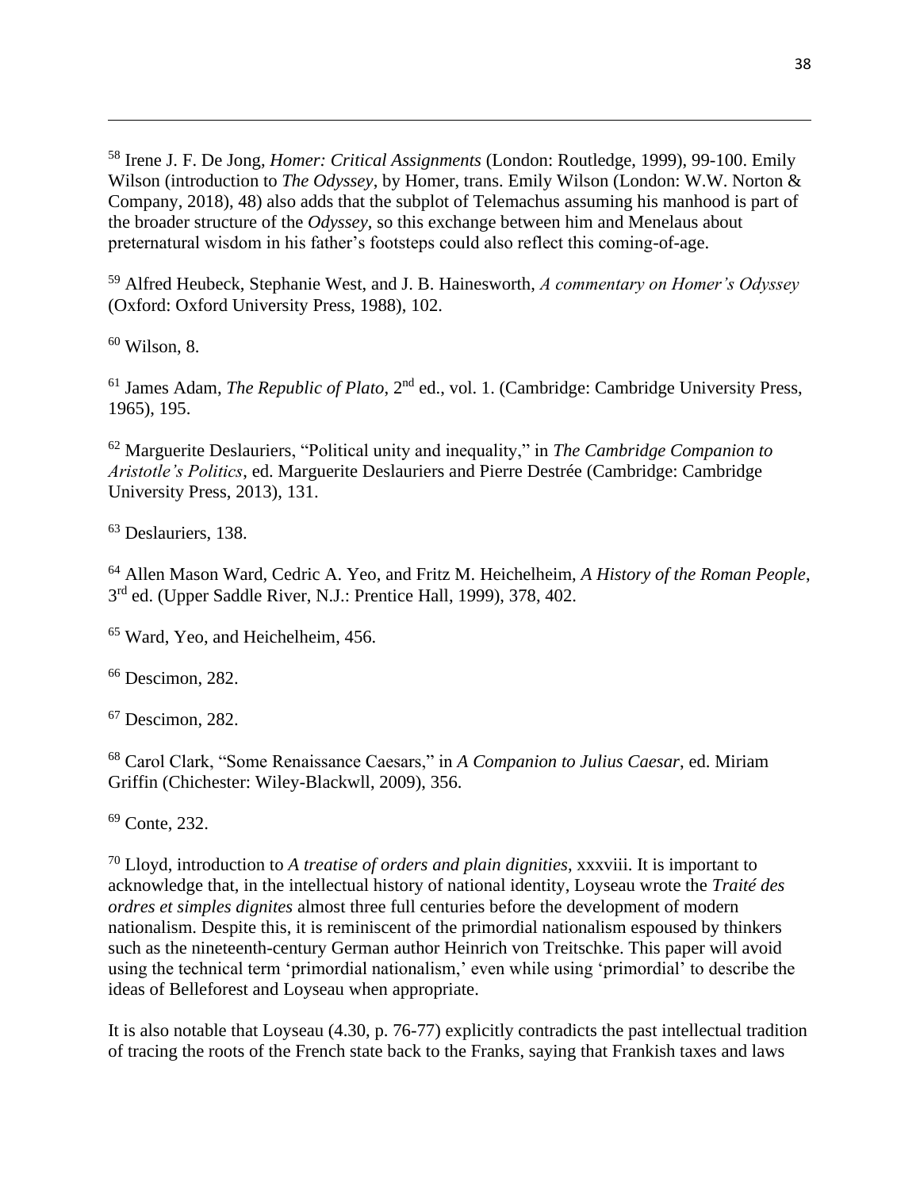[58] Irene J. F. De Jong, *Homer: Critical Assignments* (London: Routledge, 1999), 99-100. Emily Wilson (introduction to *The Odyssey*, by Homer, trans. Emily Wilson (London: W.W. Norton & Company, 2018), 48) also adds that the subplot of Telemachus assuming his manhood is part of the broader structure of the *Odyssey*, so this exchange between him and Menelaus about preternatural wisdom in his father's footsteps could also reflect this coming-of-age.

[59] Alfred Heubeck, Stephanie West, and J. B. Hainesworth, *A commentary on Homer's Odyssey* (Oxford: Oxford University Press, 1988), 102.

[60] Wilson, 8.

[61] James Adam, *The Republic of Plato*, 2nd ed., vol. 1. (Cambridge: Cambridge University Press, 1965), 195.

[62] Marguerite Deslauriers, "Political unity and inequality," in *The Cambridge Companion to Aristotle's Politics*, ed. Marguerite Deslauriers and Pierre Destrée (Cambridge: Cambridge University Press, 2013), 131.

[63] Deslauriers, 138.

[64] Allen Mason Ward, Cedric A. Yeo, and Fritz M. Heichelheim, *A History of the Roman People*, 3rd ed. (Upper Saddle River, N.J.: Prentice Hall, 1999), 378, 402.

[65] Ward, Yeo, and Heichelheim, 456.

[66] Descimon, 282.

[67] Descimon, 282.

[68] Carol Clark, "Some Renaissance Caesars," in *A Companion to Julius Caesar*, ed. Miriam Griffin (Chichester: Wiley-Blackwll, 2009), 356.

[69] Conte, 232.

[70] Lloyd, introduction to *A treatise of orders and plain dignities*, xxxviii. It is important to acknowledge that, in the intellectual history of national identity, Loyseau wrote the *Traité des ordres et simples dignites* almost three full centuries before the development of modern nationalism. Despite this, it is reminiscent of the primordial nationalism espoused by thinkers such as the nineteenth-century German author Heinrich von Treitschke. This paper will avoid using the technical term 'primordial nationalism,' even while using 'primordial' to describe the ideas of Belleforest and Loyseau when appropriate.

It is also notable that Loyseau (4.30, p. 76-77) explicitly contradicts the past intellectual tradition of tracing the roots of the French state back to the Franks, saying that Frankish taxes and laws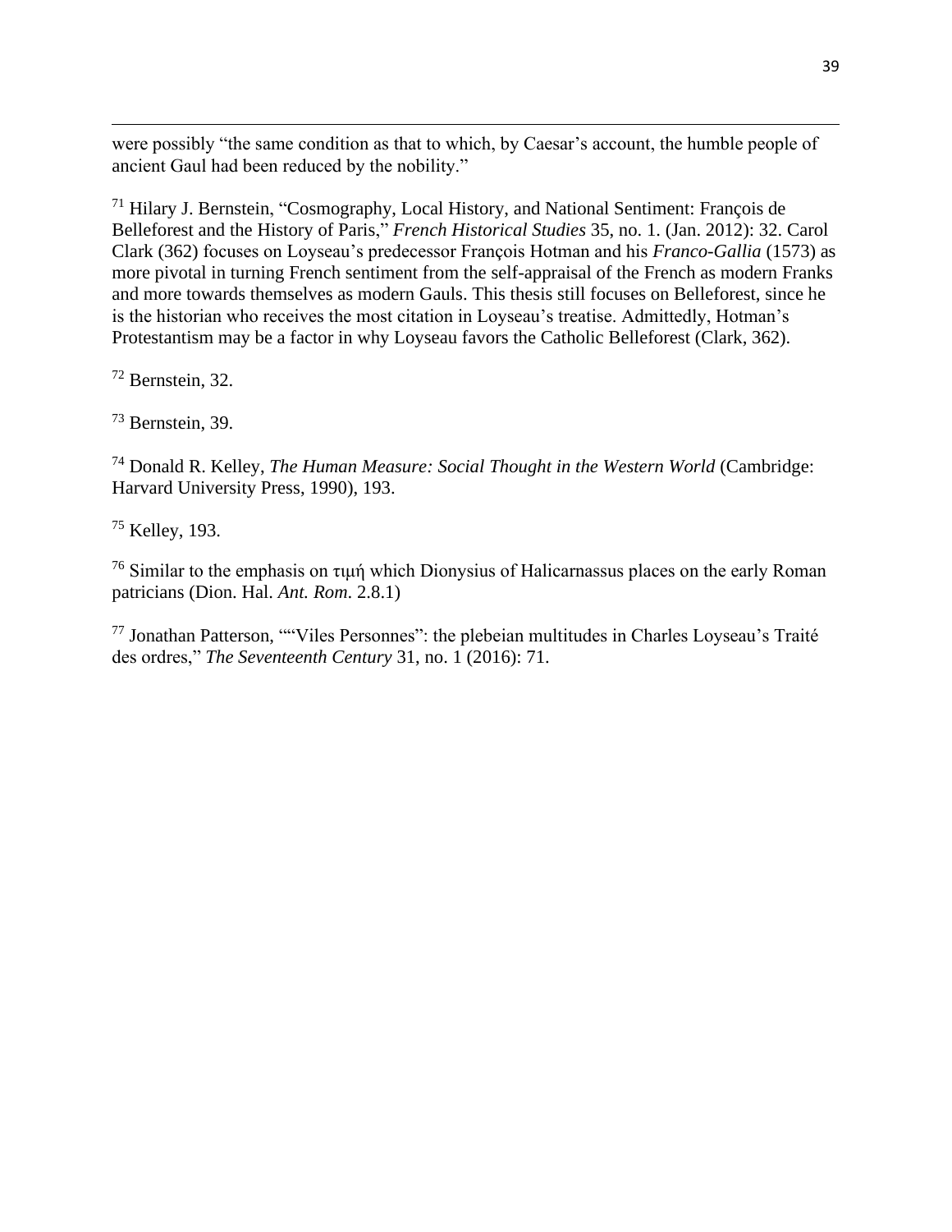were possibly "the same condition as that to which, by Caesar's account, the humble people of ancient Gaul had been reduced by the nobility."

[71] Hilary J. Bernstein, "Cosmography, Local History, and National Sentiment: François de Belleforest and the History of Paris," *French Historical Studies* 35, no. 1. (Jan. 2012): 32. Carol Clark (362) focuses on Loyseau's predecessor François Hotman and his *Franco-Gallia* (1573) as more pivotal in turning French sentiment from the self-appraisal of the French as modern Franks and more towards themselves as modern Gauls. This thesis still focuses on Belleforest, since he is the historian who receives the most citation in Loyseau's treatise. Admittedly, Hotman's Protestantism may be a factor in why Loyseau favors the Catholic Belleforest (Clark, 362).

[72] Bernstein, 32.

[73] Bernstein, 39.

[74] Donald R. Kelley, *The Human Measure: Social Thought in the Western World* (Cambridge: Harvard University Press, 1990), 193.

[75] Kelley, 193.

[76] Similar to the emphasis on τιμή which Dionysius of Halicarnassus places on the early Roman patricians (Dion. Hal. *Ant. Rom.* 2.8.1)

[77] Jonathan Patterson, ""Viles Personnes": the plebeian multitudes in Charles Loyseau's Traité des ordres," *The Seventeenth Century* 31, no. 1 (2016): 71.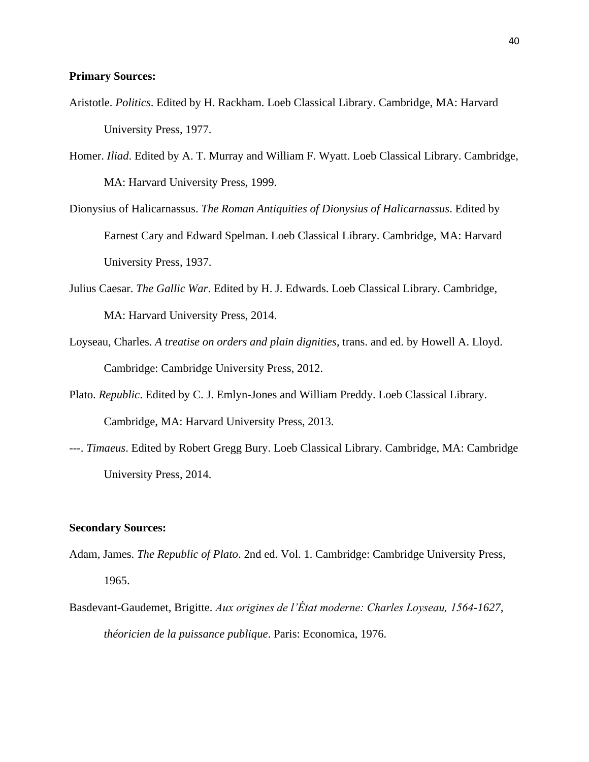**Primary Sources:**

Aristotle. *Politics*. Edited by H. Rackham. Loeb Classical Library. Cambridge, MA: Harvard University Press, 1977.

Homer. *Iliad*. Edited by A. T. Murray and William F. Wyatt. Loeb Classical Library. Cambridge, MA: Harvard University Press, 1999.

Dionysius of Halicarnassus. *The Roman Antiquities of Dionysius of Halicarnassus*. Edited by Earnest Cary and Edward Spelman. Loeb Classical Library. Cambridge, MA: Harvard University Press, 1937.

Julius Caesar. *The Gallic War*. Edited by H. J. Edwards. Loeb Classical Library. Cambridge, MA: Harvard University Press, 2014.

Loyseau, Charles. *A treatise on orders and plain dignities*, trans. and ed. by Howell A. Lloyd. Cambridge: Cambridge University Press, 2012.

Plato. *Republic*. Edited by C. J. Emlyn-Jones and William Preddy. Loeb Classical Library. Cambridge, MA: Harvard University Press, 2013.

---. *Timaeus*. Edited by Robert Gregg Bury. Loeb Classical Library. Cambridge, MA: Cambridge University Press, 2014.

**Secondary Sources:**

Adam, James. *The Republic of Plato*. 2nd ed. Vol. 1. Cambridge: Cambridge University Press, 1965.

Basdevant-Gaudemet, Brigitte. *Aux origines de l'État moderne: Charles Loyseau, 1564-1627, théoricien de la puissance publique*. Paris: Economica, 1976.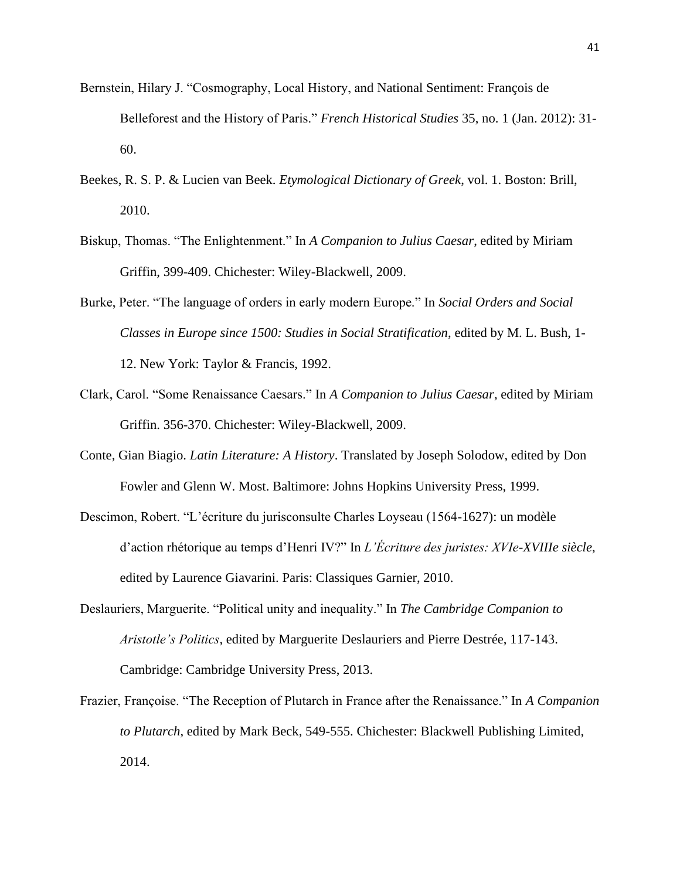Bernstein, Hilary J. "Cosmography, Local History, and National Sentiment: François de Belleforest and the History of Paris." *French Historical Studies* 35, no. 1 (Jan. 2012): 31-60.

Beekes, R. S. P. & Lucien van Beek. *Etymological Dictionary of Greek*, vol. 1. Boston: Brill, 2010.

Biskup, Thomas. "The Enlightenment." In *A Companion to Julius Caesar*, edited by Miriam Griffin, 399-409. Chichester: Wiley-Blackwell, 2009.

Burke, Peter. "The language of orders in early modern Europe." In *Social Orders and Social Classes in Europe since 1500: Studies in Social Stratification*, edited by M. L. Bush, 1-12. New York: Taylor & Francis, 1992.

Clark, Carol. "Some Renaissance Caesars." In *A Companion to Julius Caesar*, edited by Miriam Griffin. 356-370. Chichester: Wiley-Blackwell, 2009.

Conte, Gian Biagio. *Latin Literature: A History*. Translated by Joseph Solodow, edited by Don Fowler and Glenn W. Most. Baltimore: Johns Hopkins University Press, 1999.

Descimon, Robert. "L'écriture du jurisconsulte Charles Loyseau (1564-1627): un modèle d'action rhétorique au temps d'Henri IV?" In *L'Écriture des juristes: XVIe-XVIIIe siècle*, edited by Laurence Giavarini. Paris: Classiques Garnier, 2010.

Deslauriers, Marguerite. "Political unity and inequality." In *The Cambridge Companion to Aristotle's Politics*, edited by Marguerite Deslauriers and Pierre Destrée, 117-143. Cambridge: Cambridge University Press, 2013.

Frazier, Françoise. "The Reception of Plutarch in France after the Renaissance." In *A Companion to Plutarch*, edited by Mark Beck, 549-555. Chichester: Blackwell Publishing Limited, 2014.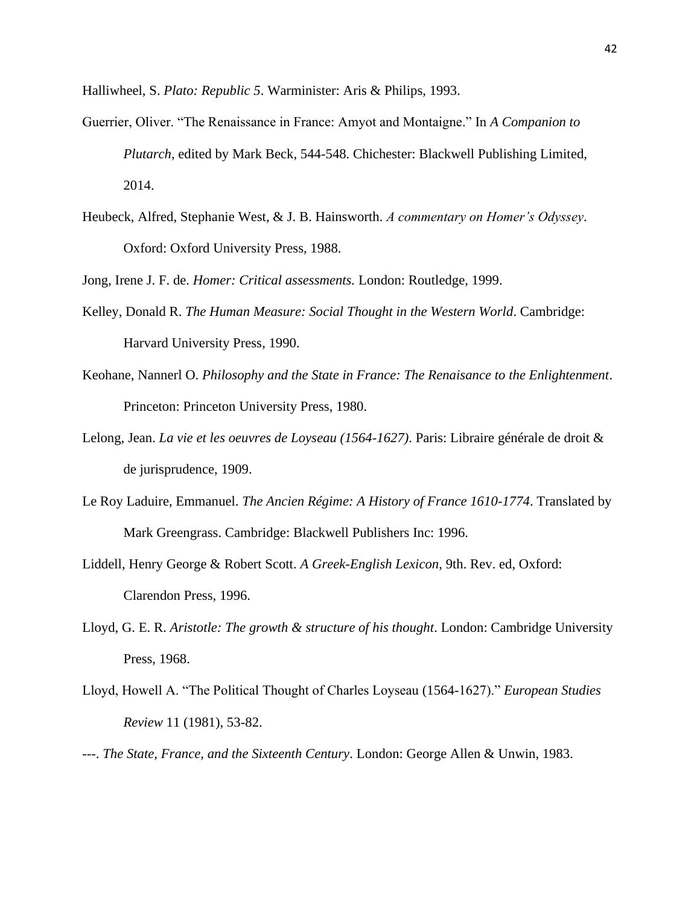Halliwheel, S. *Plato: Republic 5*. Warminister: Aris & Philips, 1993.

Guerrier, Oliver. "The Renaissance in France: Amyot and Montaigne." In *A Companion to Plutarch*, edited by Mark Beck, 544-548. Chichester: Blackwell Publishing Limited, 2014.

Heubeck, Alfred, Stephanie West, & J. B. Hainsworth. *A commentary on Homer's Odyssey*. Oxford: Oxford University Press, 1988.

Jong, Irene J. F. de. *Homer: Critical assessments.* London: Routledge, 1999.

Kelley, Donald R. *The Human Measure: Social Thought in the Western World*. Cambridge: Harvard University Press, 1990.

Keohane, Nannerl O. *Philosophy and the State in France: The Renaisance to the Enlightenment*. Princeton: Princeton University Press, 1980.

Lelong, Jean. *La vie et les oeuvres de Loyseau (1564-1627)*. Paris: Libraire générale de droit & de jurisprudence, 1909.

Le Roy Laduire, Emmanuel. *The Ancien Régime: A History of France 1610-1774*. Translated by Mark Greengrass. Cambridge: Blackwell Publishers Inc: 1996.

Liddell, Henry George & Robert Scott. *A Greek-English Lexicon*, 9th. Rev. ed, Oxford: Clarendon Press, 1996.

Lloyd, G. E. R. *Aristotle: The growth & structure of his thought*. London: Cambridge University Press, 1968.

Lloyd, Howell A. "The Political Thought of Charles Loyseau (1564-1627)." *European Studies Review* 11 (1981), 53-82.

---. *The State, France, and the Sixteenth Century*. London: George Allen & Unwin, 1983.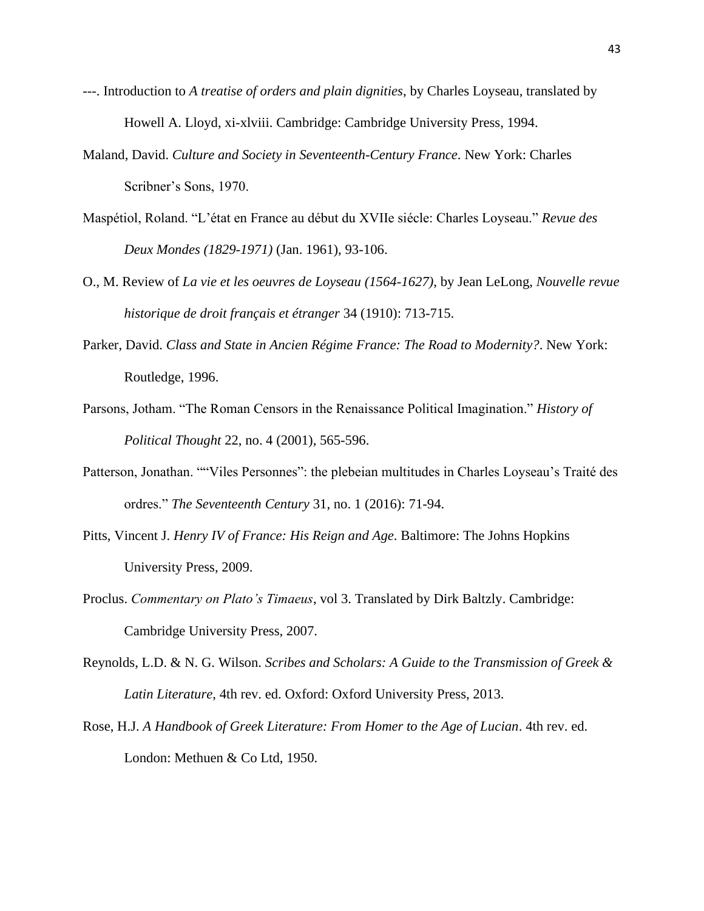---. Introduction to *A treatise of orders and plain dignities*, by Charles Loyseau, translated by Howell A. Lloyd, xi-xlviii. Cambridge: Cambridge University Press, 1994.

Maland, David. *Culture and Society in Seventeenth-Century France*. New York: Charles Scribner's Sons, 1970.

Maspétiol, Roland. "L'état en France au début du XVIIe siécle: Charles Loyseau." *Revue des Deux Mondes (1829-1971)* (Jan. 1961), 93-106.

O., M. Review of *La vie et les oeuvres de Loyseau (1564-1627)*, by Jean LeLong, *Nouvelle revue historique de droit français et étranger* 34 (1910): 713-715.

Parker, David. *Class and State in Ancien Régime France: The Road to Modernity?*. New York: Routledge, 1996.

Parsons, Jotham. "The Roman Censors in the Renaissance Political Imagination." *History of Political Thought* 22, no. 4 (2001), 565-596.

Patterson, Jonathan. ""Viles Personnes": the plebeian multitudes in Charles Loyseau's Traité des ordres." *The Seventeenth Century* 31, no. 1 (2016): 71-94.

Pitts, Vincent J. *Henry IV of France: His Reign and Age*. Baltimore: The Johns Hopkins University Press, 2009.

Proclus. *Commentary on Plato's Timaeus*, vol 3. Translated by Dirk Baltzly. Cambridge: Cambridge University Press, 2007.

Reynolds, L.D. & N. G. Wilson. *Scribes and Scholars: A Guide to the Transmission of Greek & Latin Literature*, 4th rev. ed. Oxford: Oxford University Press, 2013.

Rose, H.J. *A Handbook of Greek Literature: From Homer to the Age of Lucian*. 4th rev. ed. London: Methuen & Co Ltd, 1950.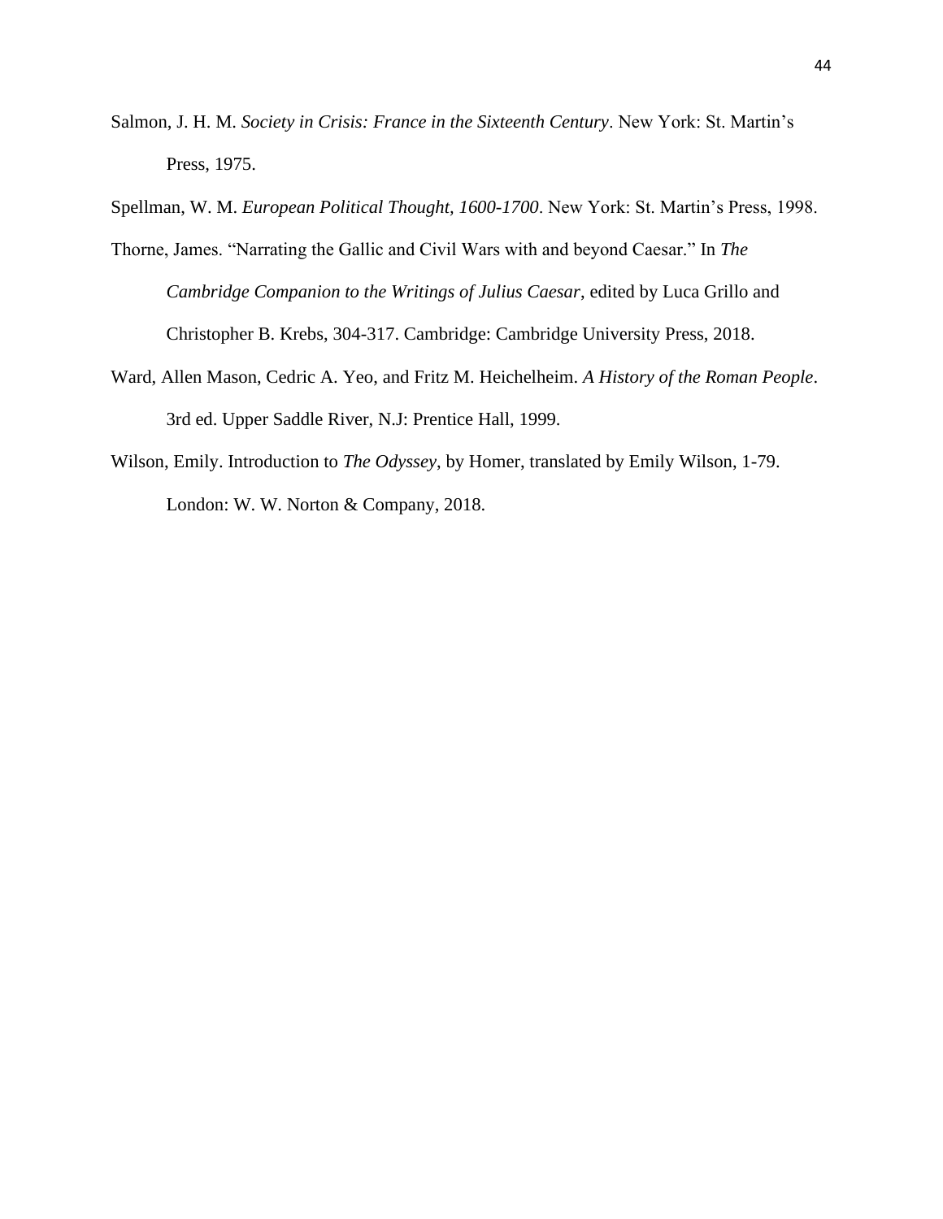Salmon, J. H. M. *Society in Crisis: France in the Sixteenth Century*. New York: St. Martin's Press, 1975.

Spellman, W. M. *European Political Thought, 1600-1700*. New York: St. Martin's Press, 1998.

Thorne, James. "Narrating the Gallic and Civil Wars with and beyond Caesar." In *The Cambridge Companion to the Writings of Julius Caesar*, edited by Luca Grillo and Christopher B. Krebs, 304-317. Cambridge: Cambridge University Press, 2018.

Ward, Allen Mason, Cedric A. Yeo, and Fritz M. Heichelheim. *A History of the Roman People*. 3rd ed. Upper Saddle River, N.J: Prentice Hall, 1999.

Wilson, Emily. Introduction to *The Odyssey*, by Homer, translated by Emily Wilson, 1-79. London: W. W. Norton & Company, 2018.